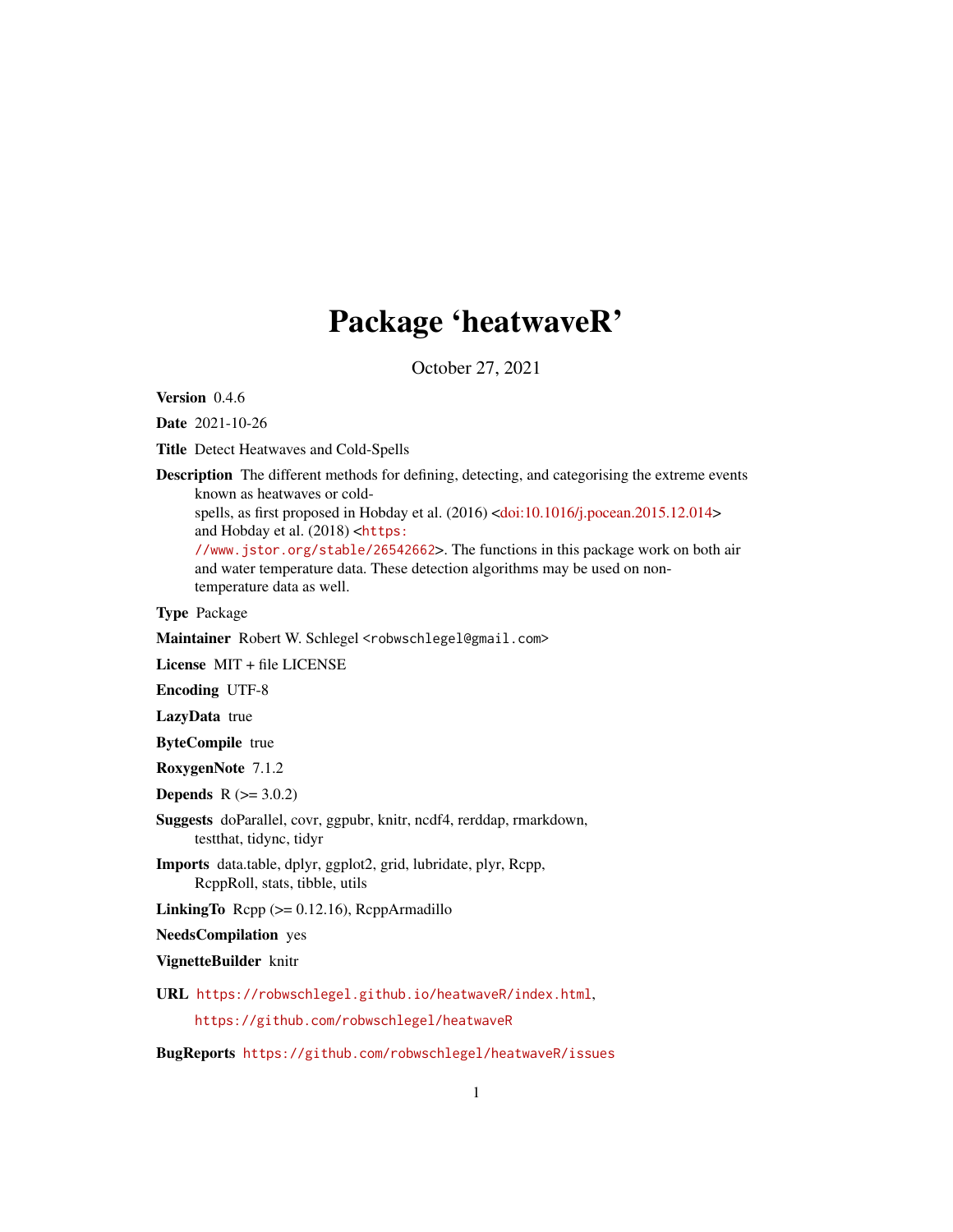# Package 'heatwaveR'

October 27, 2021

**Version** 0.4.6

**Date** 2021-10-26

**Title** Detect Heatwaves and Cold-Spells

**Description** The different methods for defining, detecting, and categorising the extreme events known as heatwaves or cold-spells, as first proposed in Hobday et al. (2016) <doi:10.1016/j.pocean.2015.12.014> and Hobday et al. (2018) <https://www.jstor.org/stable/26542662>. The functions in this package work on both air and water temperature data. These detection algorithms may be used on non-temperature data as well.

**Type** Package

**Maintainer** Robert W. Schlegel <robwschlegel@gmail.com>

**License** MIT + file LICENSE

**Encoding** UTF-8

**LazyData** true

**ByteCompile** true

**RoxygenNote** 7.1.2

**Depends** R (>= 3.0.2)

**Suggests** doParallel, covr, ggpubr, knitr, ncdf4, rerddap, rmarkdown, testthat, tidync, tidyr

**Imports** data.table, dplyr, ggplot2, grid, lubridate, plyr, Rcpp, RcppRoll, stats, tibble, utils

**LinkingTo** Rcpp (>= 0.12.16), RcppArmadillo

**NeedsCompilation** yes

**VignetteBuilder** knitr

**URL** https://robwschlegel.github.io/heatwaveR/index.html, https://github.com/robwschlegel/heatwaveR

**BugReports** https://github.com/robwschlegel/heatwaveR/issues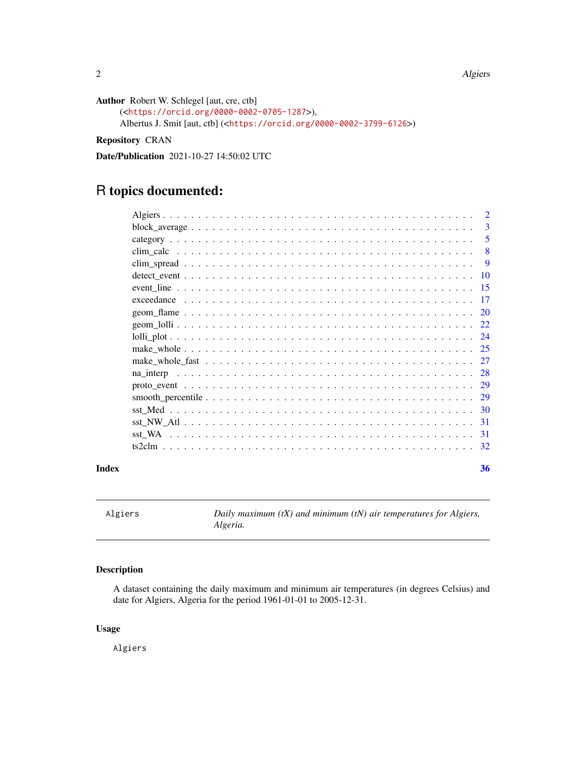**Author** Robert W. Schlegel [aut, cre, ctb] (<https://orcid.org/0000-0002-0705-1287>), Albertus J. Smit [aut, ctb] (<https://orcid.org/0000-0002-3799-6126>)

**Repository** CRAN

**Date/Publication** 2021-10-27 14:50:02 UTC

# R topics documented:

| | |
|---|---|
| Algiers | 2 |
| block_average | 3 |
| category | 5 |
| clim_calc | 8 |
| clim_spread | 9 |
| detect_event | 10 |
| event_line | 15 |
| exceedance | 17 |
| geom_flame | 20 |
| geom_lolli | 22 |
| lolli_plot | 24 |
| make_whole | 25 |
| make_whole_fast | 27 |
| na_interp | 28 |
| proto_event | 29 |
| smooth_percentile | 29 |
| sst_Med | 30 |
| sst_NW_Atl | 31 |
| sst_WA | 31 |
| ts2clm | 32 |
| **Index** | **36** |

---

`Algiers` *Daily maximum (tX) and minimum (tN) air temperatures for Algiers, Algeria.*

---

## Description

A dataset containing the daily maximum and minimum air temperatures (in degrees Celsius) and date for Algiers, Algeria for the period 1961-01-01 to 2005-12-31.

## Usage

```
Algiers
```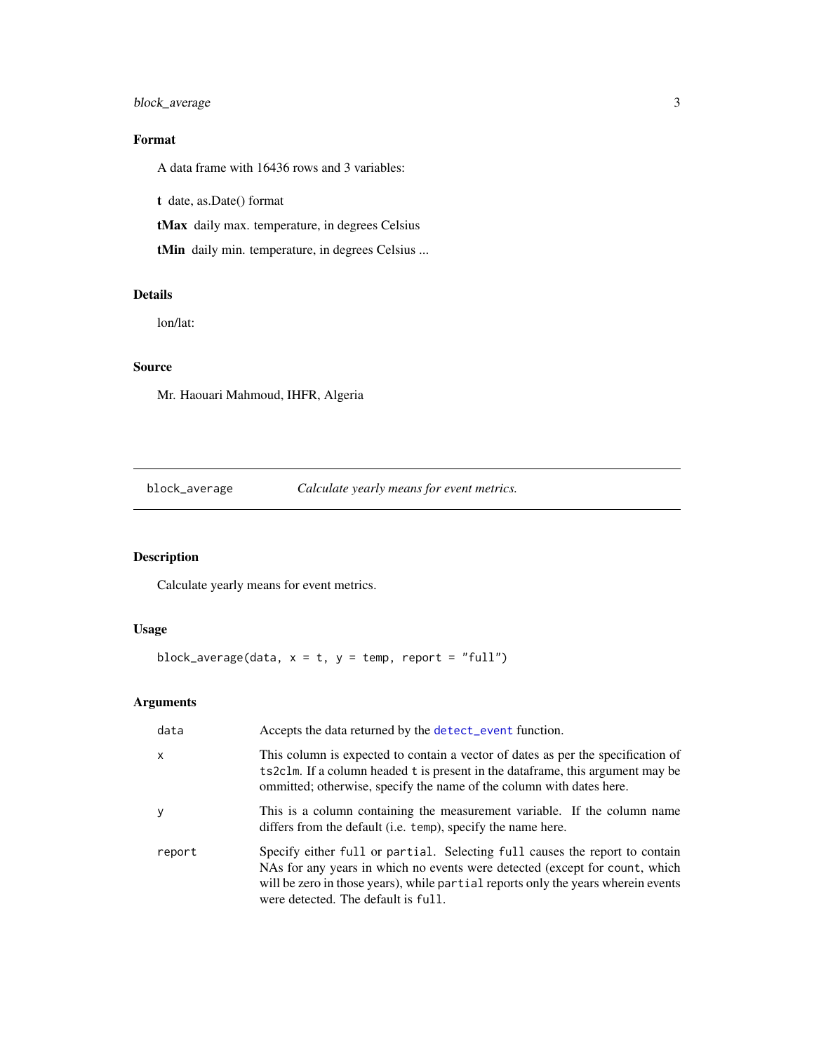### Format

A data frame with 16436 rows and 3 variables:

**t** date, as.Date() format

**tMax** daily max. temperature, in degrees Celsius

**tMin** daily min. temperature, in degrees Celsius ...

### Details

lon/lat:

### Source

Mr. Haouari Mahmoud, IHFR, Algeria

---

## block_average — *Calculate yearly means for event metrics.*

---

### Description

Calculate yearly means for event metrics.

### Usage

```
block_average(data, x = t, y = temp, report = "full")
```

### Arguments

| | |
|---|---|
| `data` | Accepts the data returned by the `detect_event` function. |
| `x` | This column is expected to contain a vector of dates as per the specification of `ts2clm`. If a column headed `t` is present in the dataframe, this argument may be ommitted; otherwise, specify the name of the column with dates here. |
| `y` | This is a column containing the measurement variable. If the column name differs from the default (i.e. `temp`), specify the name here. |
| `report` | Specify either `full` or `partial`. Selecting `full` causes the report to contain NAs for any years in which no events were detected (except for `count`, which will be zero in those years), while `partial` reports only the years wherein events were detected. The default is `full`. |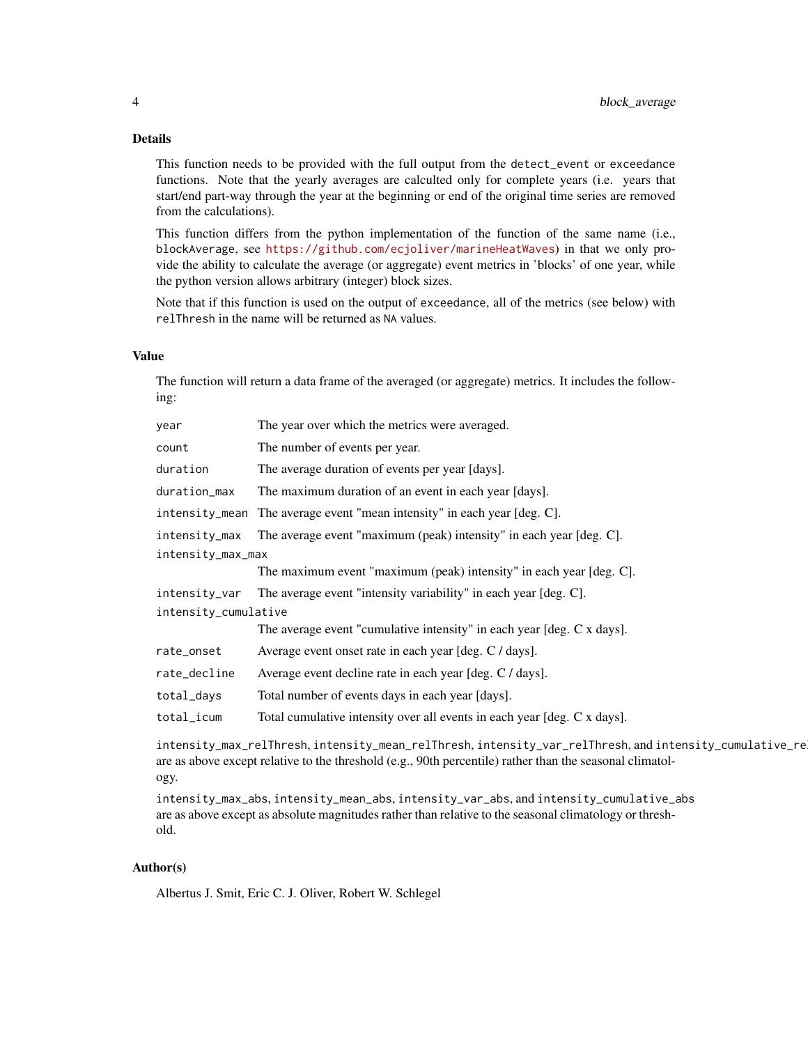## Details

This function needs to be provided with the full output from the `detect_event` or `exceedance` functions. Note that the yearly averages are calculted only for complete years (i.e. years that start/end part-way through the year at the beginning or end of the original time series are removed from the calculations).

This function differs from the python implementation of the function of the same name (i.e., `blockAverage`, see https://github.com/ecjoliver/marineHeatWaves) in that we only provide the ability to calculate the average (or aggregate) event metrics in 'blocks' of one year, while the python version allows arbitrary (integer) block sizes.

Note that if this function is used on the output of `exceedance`, all of the metrics (see below) with `relThresh` in the name will be returned as `NA` values.

## Value

The function will return a data frame of the averaged (or aggregate) metrics. It includes the following:

| | |
|---|---|
| `year` | The year over which the metrics were averaged. |
| `count` | The number of events per year. |
| `duration` | The average duration of events per year [days]. |
| `duration_max` | The maximum duration of an event in each year [days]. |
| `intensity_mean` | The average event "mean intensity" in each year [deg. C]. |
| `intensity_max` | The average event "maximum (peak) intensity" in each year [deg. C]. |
| `intensity_max_max` | The maximum event "maximum (peak) intensity" in each year [deg. C]. |
| `intensity_var` | The average event "intensity variability" in each year [deg. C]. |
| `intensity_cumulative` | The average event "cumulative intensity" in each year [deg. C x days]. |
| `rate_onset` | Average event onset rate in each year [deg. C / days]. |
| `rate_decline` | Average event decline rate in each year [deg. C / days]. |
| `total_days` | Total number of events days in each year [days]. |
| `total_icum` | Total cumulative intensity over all events in each year [deg. C x days]. |

`intensity_max_relThresh`, `intensity_mean_relThresh`, `intensity_var_relThresh`, and `intensity_cumulative_relThresh` are as above except relative to the threshold (e.g., 90th percentile) rather than the seasonal climatology.

`intensity_max_abs`, `intensity_mean_abs`, `intensity_var_abs`, and `intensity_cumulative_abs` are as above except as absolute magnitudes rather than relative to the seasonal climatology or threshold.

## Author(s)

Albertus J. Smit, Eric C. J. Oliver, Robert W. Schlegel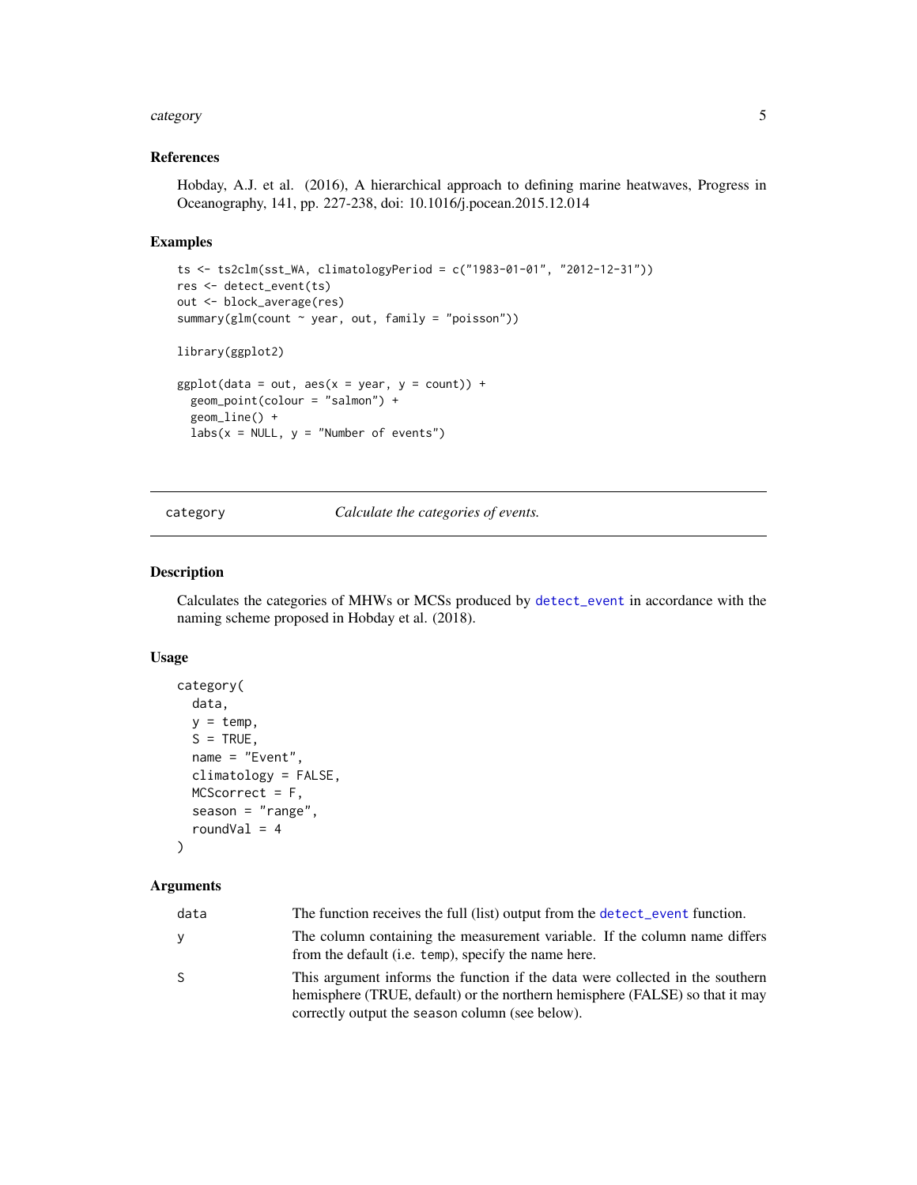### References

Hobday, A.J. et al. (2016), A hierarchical approach to defining marine heatwaves, Progress in Oceanography, 141, pp. 227-238, doi: 10.1016/j.pocean.2015.12.014

### Examples

```
ts <- ts2clm(sst_WA, climatologyPeriod = c("1983-01-01", "2012-12-31"))
res <- detect_event(ts)
out <- block_average(res)
summary(glm(count ~ year, out, family = "poisson"))

library(ggplot2)

ggplot(data = out, aes(x = year, y = count)) +
  geom_point(colour = "salmon") +
  geom_line() +
  labs(x = NULL, y = "Number of events")
```

---

## category — *Calculate the categories of events.*

---

### Description

Calculates the categories of MHWs or MCSs produced by detect_event in accordance with the naming scheme proposed in Hobday et al. (2018).

### Usage

```
category(
  data,
  y = temp,
  S = TRUE,
  name = "Event",
  climatology = FALSE,
  MCScorrect = F,
  season = "range",
  roundVal = 4
)
```

### Arguments

| | |
|---|---|
| data | The function receives the full (list) output from the detect_event function. |
| y | The column containing the measurement variable. If the column name differs from the default (i.e. temp), specify the name here. |
| S | This argument informs the function if the data were collected in the southern hemisphere (TRUE, default) or the northern hemisphere (FALSE) so that it may correctly output the season column (see below). |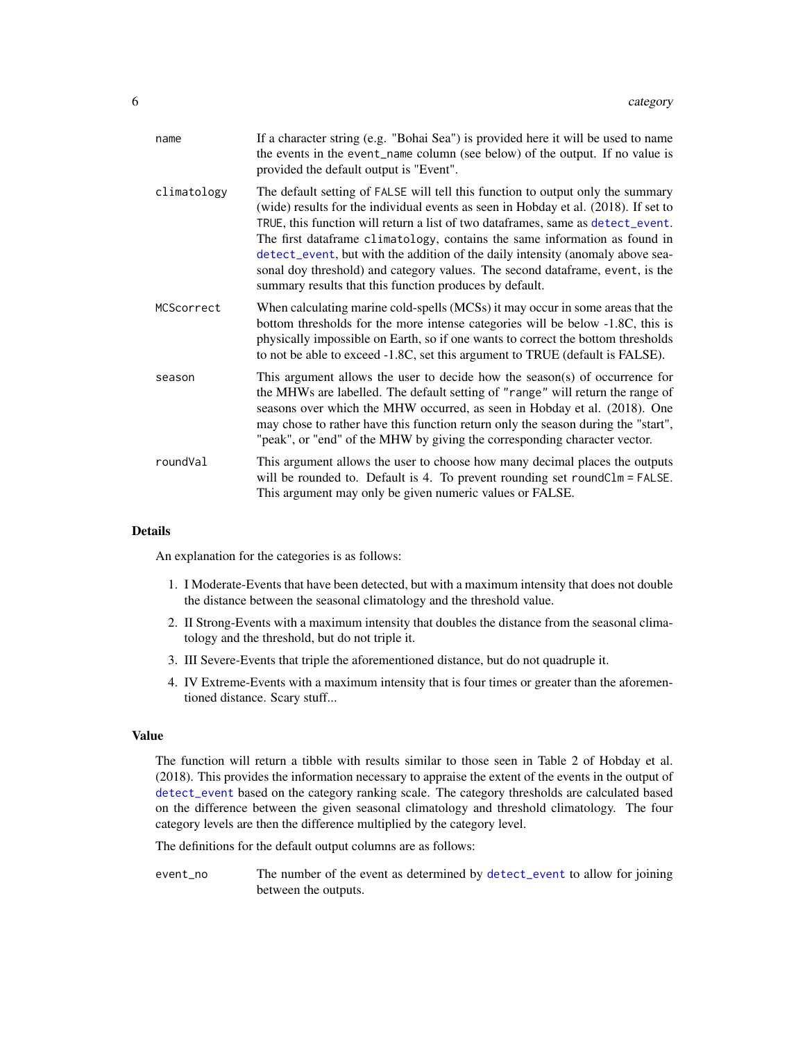| | |
|---|---|
| `name` | If a character string (e.g. "Bohai Sea") is provided here it will be used to name the events in the `event_name` column (see below) of the output. If no value is provided the default output is "Event". |
| `climatology` | The default setting of `FALSE` will tell this function to output only the summary (wide) results for the individual events as seen in Hobday et al. (2018). If set to `TRUE`, this function will return a list of two dataframes, same as `detect_event`. The first dataframe `climatology`, contains the same information as found in `detect_event`, but with the addition of the daily intensity (anomaly above seasonal doy threshold) and category values. The second dataframe, `event`, is the summary results that this function produces by default. |
| `MCScorrect` | When calculating marine cold-spells (MCSs) it may occur in some areas that the bottom thresholds for the more intense categories will be below -1.8C, this is physically impossible on Earth, so if one wants to correct the bottom thresholds to not be able to exceed -1.8C, set this argument to TRUE (default is FALSE). |
| `season` | This argument allows the user to decide how the season(s) of occurrence for the MHWs are labelled. The default setting of `"range"` will return the range of seasons over which the MHW occurred, as seen in Hobday et al. (2018). One may chose to rather have this function return only the season during the "start", "peak", or "end" of the MHW by giving the corresponding character vector. |
| `roundVal` | This argument allows the user to choose how many decimal places the outputs will be rounded to. Default is 4. To prevent rounding set `roundClm = FALSE`. This argument may only be given numeric values or FALSE. |

## Details

An explanation for the categories is as follows:

1. I Moderate-Events that have been detected, but with a maximum intensity that does not double the distance between the seasonal climatology and the threshold value.
2. II Strong-Events with a maximum intensity that doubles the distance from the seasonal climatology and the threshold, but do not triple it.
3. III Severe-Events that triple the aforementioned distance, but do not quadruple it.
4. IV Extreme-Events with a maximum intensity that is four times or greater than the aforementioned distance. Scary stuff...

## Value

The function will return a tibble with results similar to those seen in Table 2 of Hobday et al. (2018). This provides the information necessary to appraise the extent of the events in the output of `detect_event` based on the category ranking scale. The category thresholds are calculated based on the difference between the given seasonal climatology and threshold climatology. The four category levels are then the difference multiplied by the category level.

The definitions for the default output columns are as follows:

| | |
|---|---|
| `event_no` | The number of the event as determined by `detect_event` to allow for joining between the outputs. |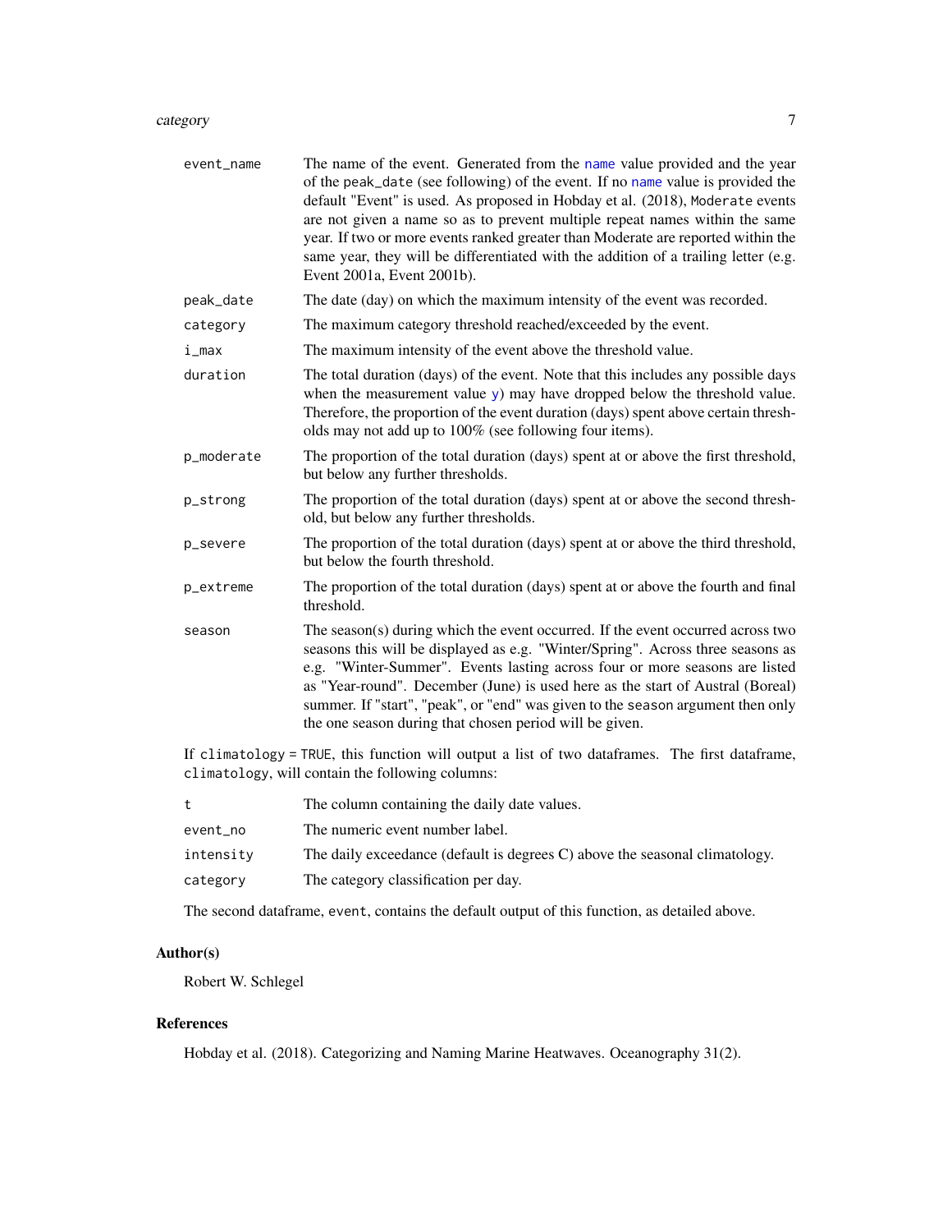| | |
|---|---|
| `event_name` | The name of the event. Generated from the `name` value provided and the year of the `peak_date` (see following) of the event. If no `name` value is provided the default "Event" is used. As proposed in Hobday et al. (2018), `Moderate` events are not given a name so as to prevent multiple repeat names within the same year. If two or more events ranked greater than Moderate are reported within the same year, they will be differentiated with the addition of a trailing letter (e.g. Event 2001a, Event 2001b). |
| `peak_date` | The date (day) on which the maximum intensity of the event was recorded. |
| `category` | The maximum category threshold reached/exceeded by the event. |
| `i_max` | The maximum intensity of the event above the threshold value. |
| `duration` | The total duration (days) of the event. Note that this includes any possible days when the measurement value `y`) may have dropped below the threshold value. Therefore, the proportion of the event duration (days) spent above certain thresholds may not add up to 100% (see following four items). |
| `p_moderate` | The proportion of the total duration (days) spent at or above the first threshold, but below any further thresholds. |
| `p_strong` | The proportion of the total duration (days) spent at or above the second threshold, but below any further thresholds. |
| `p_severe` | The proportion of the total duration (days) spent at or above the third threshold, but below the fourth threshold. |
| `p_extreme` | The proportion of the total duration (days) spent at or above the fourth and final threshold. |
| `season` | The season(s) during which the event occurred. If the event occurred across two seasons this will be displayed as e.g. "Winter/Spring". Across three seasons as e.g. "Winter-Summer". Events lasting across four or more seasons are listed as "Year-round". December (June) is used here as the start of Austral (Boreal) summer. If "start", "peak", or "end" was given to the `season` argument then only the one season during that chosen period will be given. |

If `climatology = TRUE`, this function will output a list of two dataframes. The first dataframe, `climatology`, will contain the following columns:

| | |
|---|---|
| `t` | The column containing the daily date values. |
| `event_no` | The numeric event number label. |
| `intensity` | The daily exceedance (default is degrees C) above the seasonal climatology. |
| `category` | The category classification per day. |

The second dataframe, `event`, contains the default output of this function, as detailed above.

### Author(s)

Robert W. Schlegel

### References

Hobday et al. (2018). Categorizing and Naming Marine Heatwaves. Oceanography 31(2).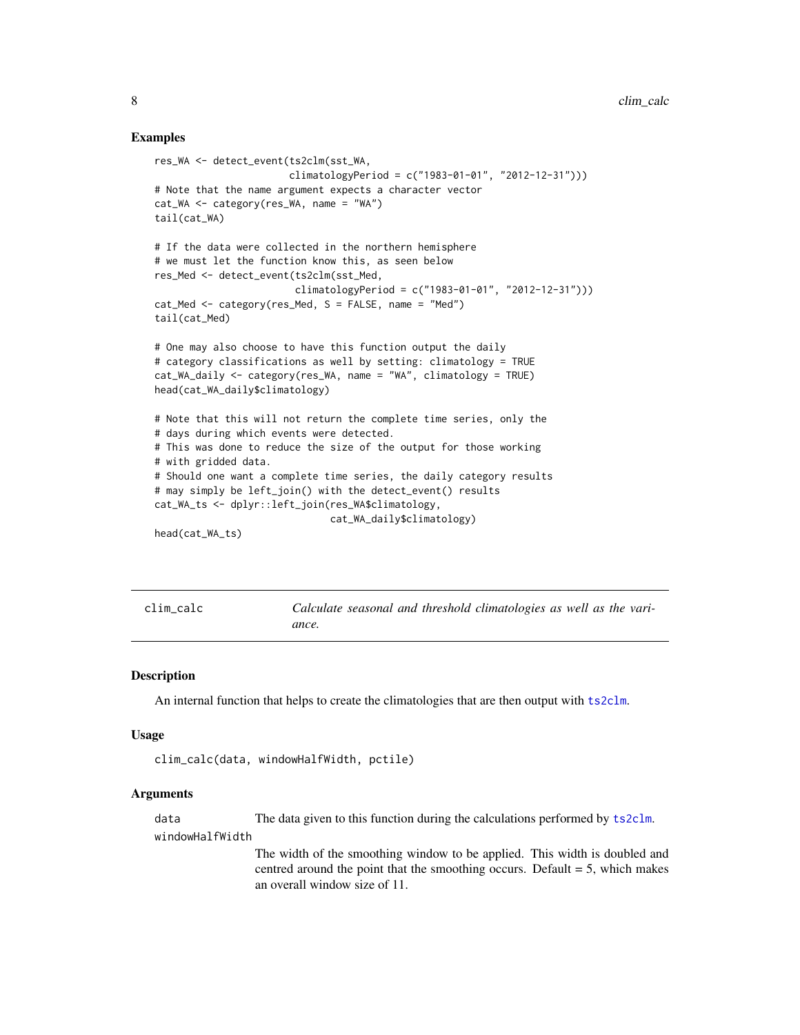### Examples

```
res_WA <- detect_event(ts2clm(sst_WA,
                       climatologyPeriod = c("1983-01-01", "2012-12-31")))
# Note that the name argument expects a character vector
cat_WA <- category(res_WA, name = "WA")
tail(cat_WA)

# If the data were collected in the northern hemisphere
# we must let the function know this, as seen below
res_Med <- detect_event(ts2clm(sst_Med,
                        climatologyPeriod = c("1983-01-01", "2012-12-31")))
cat_Med <- category(res_Med, S = FALSE, name = "Med")
tail(cat_Med)

# One may also choose to have this function output the daily
# category classifications as well by setting: climatology = TRUE
cat_WA_daily <- category(res_WA, name = "WA", climatology = TRUE)
head(cat_WA_daily$climatology)

# Note that this will not return the complete time series, only the
# days during which events were detected.
# This was done to reduce the size of the output for those working
# with gridded data.
# Should one want a complete time series, the daily category results
# may simply be left_join() with the detect_event() results
cat_WA_ts <- dplyr::left_join(res_WA$climatology,
                              cat_WA_daily$climatology)
head(cat_WA_ts)
```

---

## clim_calc — *Calculate seasonal and threshold climatologies as well as the variance.*

### Description

An internal function that helps to create the climatologies that are then output with `ts2clm`.

### Usage

```
clim_calc(data, windowHalfWidth, pctile)
```

### Arguments

| | |
|---|---|
| `data` | The data given to this function during the calculations performed by `ts2clm`. |
| `windowHalfWidth` | The width of the smoothing window to be applied. This width is doubled and centred around the point that the smoothing occurs. Default = 5, which makes an overall window size of 11. |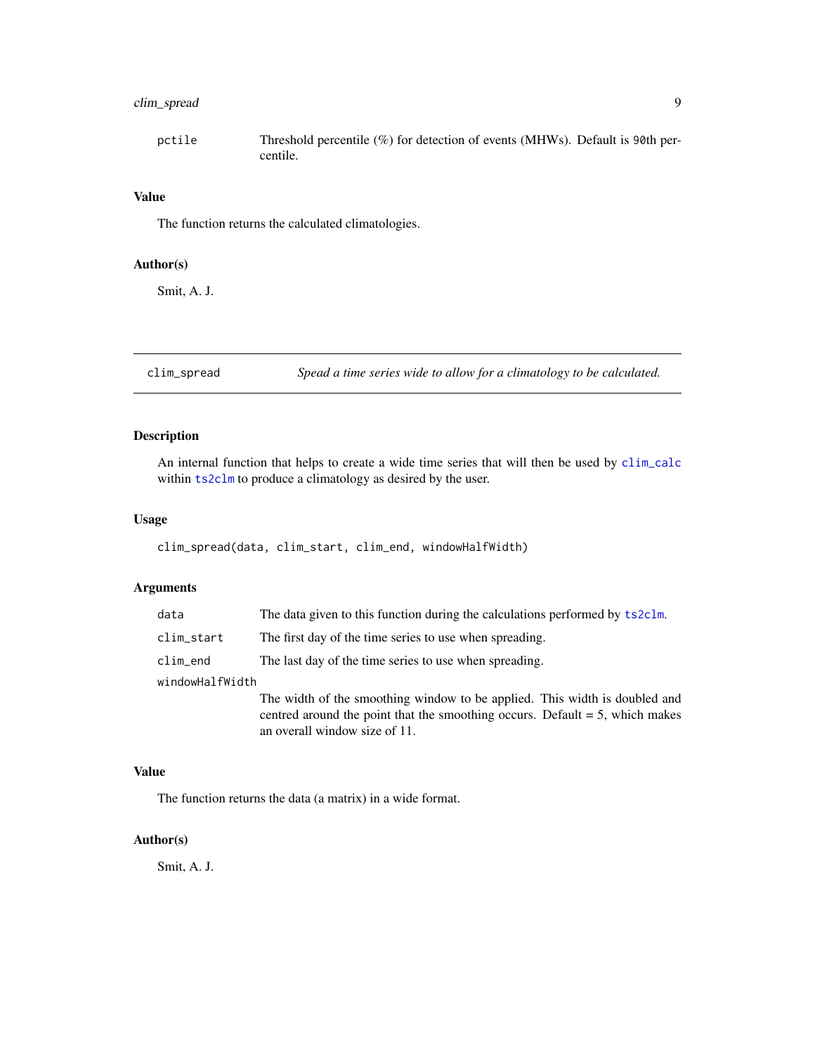pctile	Threshold percentile (%) for detection of events (MHWs). Default is 90th percentile.

### Value

The function returns the calculated climatologies.

### Author(s)

Smit, A. J.

---

## clim_spread — *Spead a time series wide to allow for a climatology to be calculated.*

---

### Description

An internal function that helps to create a wide time series that will then be used by `clim_calc` within `ts2clm` to produce a climatology as desired by the user.

### Usage

```
clim_spread(data, clim_start, clim_end, windowHalfWidth)
```

### Arguments

| Argument | Description |
|---|---|
| `data` | The data given to this function during the calculations performed by `ts2clm`. |
| `clim_start` | The first day of the time series to use when spreading. |
| `clim_end` | The last day of the time series to use when spreading. |
| `windowHalfWidth` | The width of the smoothing window to be applied. This width is doubled and centred around the point that the smoothing occurs. Default = 5, which makes an overall window size of 11. |

### Value

The function returns the data (a matrix) in a wide format.

### Author(s)

Smit, A. J.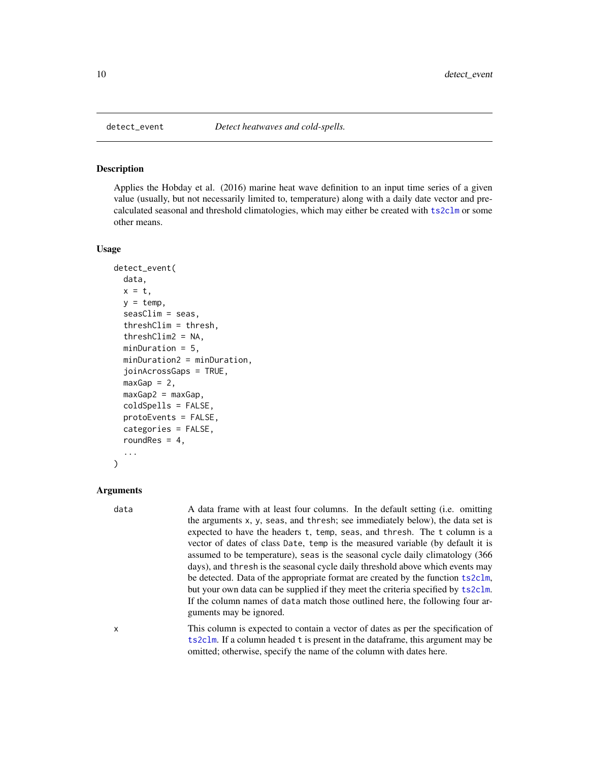## detect_event — *Detect heatwaves and cold-spells.*

### Description

Applies the Hobday et al. (2016) marine heat wave definition to an input time series of a given value (usually, but not necessarily limited to, temperature) along with a daily date vector and pre-calculated seasonal and threshold climatologies, which may either be created with `ts2clm` or some other means.

### Usage

```
detect_event(
  data,
  x = t,
  y = temp,
  seasClim = seas,
  threshClim = thresh,
  threshClim2 = NA,
  minDuration = 5,
  minDuration2 = minDuration,
  joinAcrossGaps = TRUE,
  maxGap = 2,
  maxGap2 = maxGap,
  coldSpells = FALSE,
  protoEvents = FALSE,
  categories = FALSE,
  roundRes = 4,
  ...
)
```

### Arguments

`data` — A data frame with at least four columns. In the default setting (i.e. omitting the arguments `x`, `y`, `seas`, and `thresh`; see immediately below), the data set is expected to have the headers `t`, `temp`, `seas`, and `thresh`. The `t` column is a vector of dates of class `Date`, `temp` is the measured variable (by default it is assumed to be temperature), `seas` is the seasonal cycle daily climatology (366 days), and `thresh` is the seasonal cycle daily threshold above which events may be detected. Data of the appropriate format are created by the function `ts2clm`, but your own data can be supplied if they meet the criteria specified by `ts2clm`. If the column names of `data` match those outlined here, the following four arguments may be ignored.

`x` — This column is expected to contain a vector of dates as per the specification of `ts2clm`. If a column headed `t` is present in the dataframe, this argument may be omitted; otherwise, specify the name of the column with dates here.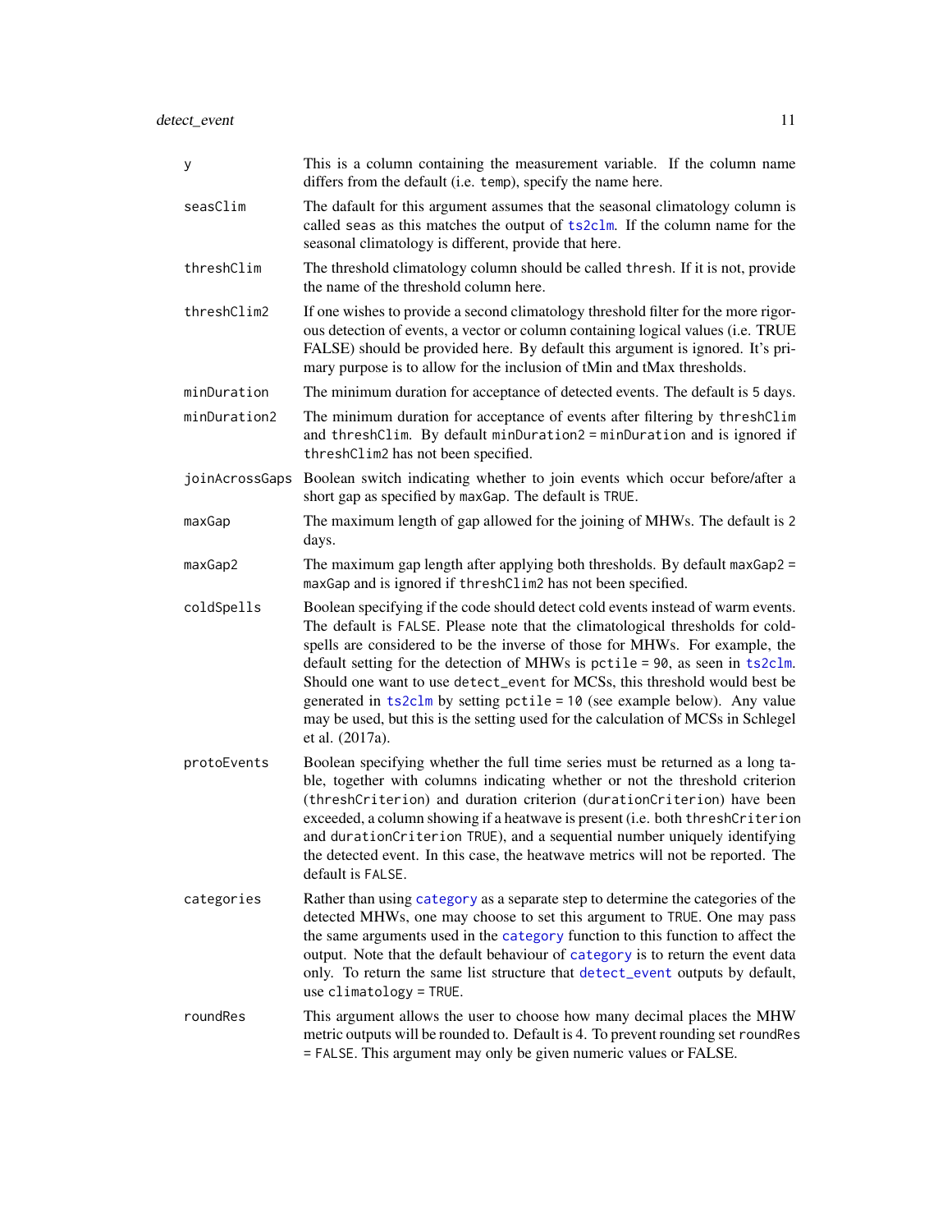| | |
|---|---|
| `y` | This is a column containing the measurement variable. If the column name differs from the default (i.e. `temp`), specify the name here. |
| `seasClim` | The dafault for this argument assumes that the seasonal climatology column is called `seas` as this matches the output of `ts2clm`. If the column name for the seasonal climatology is different, provide that here. |
| `threshClim` | The threshold climatology column should be called `thresh`. If it is not, provide the name of the threshold column here. |
| `threshClim2` | If one wishes to provide a second climatology threshold filter for the more rigorous detection of events, a vector or column containing logical values (i.e. TRUE FALSE) should be provided here. By default this argument is ignored. It's primary purpose is to allow for the inclusion of tMin and tMax thresholds. |
| `minDuration` | The minimum duration for acceptance of detected events. The default is `5` days. |
| `minDuration2` | The minimum duration for acceptance of events after filtering by `threshClim` and `threshClim`. By default `minDuration2 = minDuration` and is ignored if `threshClim2` has not been specified. |
| `joinAcrossGaps` | Boolean switch indicating whether to join events which occur before/after a short gap as specified by `maxGap`. The default is `TRUE`. |
| `maxGap` | The maximum length of gap allowed for the joining of MHWs. The default is `2` days. |
| `maxGap2` | The maximum gap length after applying both thresholds. By default `maxGap2 = maxGap` and is ignored if `threshClim2` has not been specified. |
| `coldSpells` | Boolean specifying if the code should detect cold events instead of warm events. The default is `FALSE`. Please note that the climatological thresholds for cold-spells are considered to be the inverse of those for MHWs. For example, the default setting for the detection of MHWs is `pctile = 90`, as seen in `ts2clm`. Should one want to use `detect_event` for MCSs, this threshold would best be generated in `ts2clm` by setting `pctile = 10` (see example below). Any value may be used, but this is the setting used for the calculation of MCSs in Schlegel et al. (2017a). |
| `protoEvents` | Boolean specifying whether the full time series must be returned as a long table, together with columns indicating whether or not the threshold criterion (`threshCriterion`) and duration criterion (`durationCriterion`) have been exceeded, a column showing if a heatwave is present (i.e. both `threshCriterion` and `durationCriterion` TRUE), and a sequential number uniquely identifying the detected event. In this case, the heatwave metrics will not be reported. The default is `FALSE`. |
| `categories` | Rather than using `category` as a separate step to determine the categories of the detected MHWs, one may choose to set this argument to `TRUE`. One may pass the same arguments used in the `category` function to this function to affect the output. Note that the default behaviour of `category` is to return the event data only. To return the same list structure that `detect_event` outputs by default, use `climatology = TRUE`. |
| `roundRes` | This argument allows the user to choose how many decimal places the MHW metric outputs will be rounded to. Default is 4. To prevent rounding set `roundRes = FALSE`. This argument may only be given numeric values or FALSE. |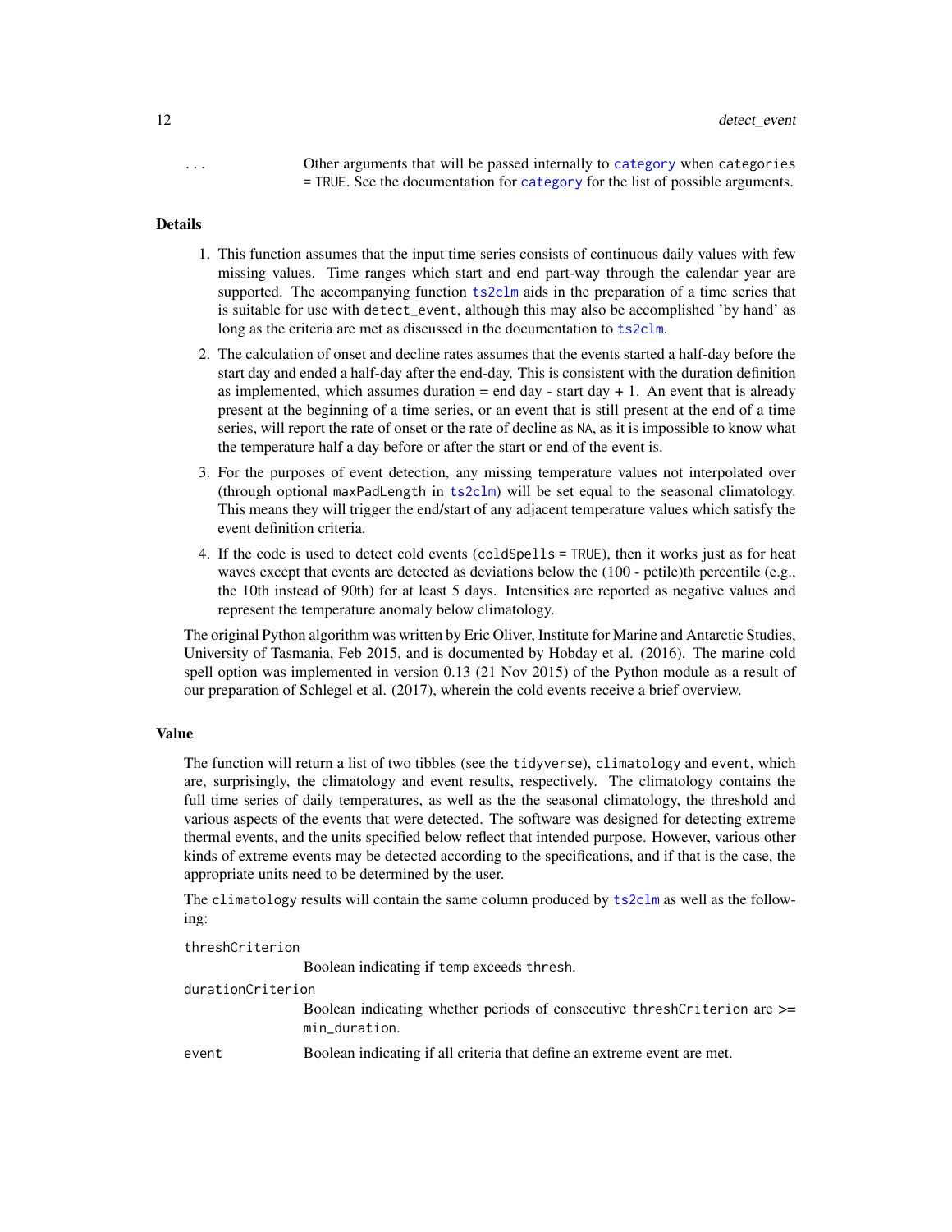... Other arguments that will be passed internally to `category` when `categories = TRUE`. See the documentation for `category` for the list of possible arguments.

### Details

1. This function assumes that the input time series consists of continuous daily values with few missing values. Time ranges which start and end part-way through the calendar year are supported. The accompanying function `ts2clm` aids in the preparation of a time series that is suitable for use with `detect_event`, although this may also be accomplished 'by hand' as long as the criteria are met as discussed in the documentation to `ts2clm`.
2. The calculation of onset and decline rates assumes that the events started a half-day before the start day and ended a half-day after the end-day. This is consistent with the duration definition as implemented, which assumes duration = end day - start day + 1. An event that is already present at the beginning of a time series, or an event that is still present at the end of a time series, will report the rate of onset or the rate of decline as `NA`, as it is impossible to know what the temperature half a day before or after the start or end of the event is.
3. For the purposes of event detection, any missing temperature values not interpolated over (through optional `maxPadLength` in `ts2clm`) will be set equal to the seasonal climatology. This means they will trigger the end/start of any adjacent temperature values which satisfy the event definition criteria.
4. If the code is used to detect cold events (`coldSpells = TRUE`), then it works just as for heat waves except that events are detected as deviations below the (100 - pctile)th percentile (e.g., the 10th instead of 90th) for at least 5 days. Intensities are reported as negative values and represent the temperature anomaly below climatology.

The original Python algorithm was written by Eric Oliver, Institute for Marine and Antarctic Studies, University of Tasmania, Feb 2015, and is documented by Hobday et al. (2016). The marine cold spell option was implemented in version 0.13 (21 Nov 2015) of the Python module as a result of our preparation of Schlegel et al. (2017), wherein the cold events receive a brief overview.

### Value

The function will return a list of two tibbles (see the `tidyverse`), `climatology` and `event`, which are, surprisingly, the climatology and event results, respectively. The climatology contains the full time series of daily temperatures, as well as the the seasonal climatology, the threshold and various aspects of the events that were detected. The software was designed for detecting extreme thermal events, and the units specified below reflect that intended purpose. However, various other kinds of extreme events may be detected according to the specifications, and if that is the case, the appropriate units need to be determined by the user.

The `climatology` results will contain the same column produced by `ts2clm` as well as the following:

`threshCriterion`
: Boolean indicating if `temp` exceeds `thresh`.

`durationCriterion`
: Boolean indicating whether periods of consecutive `threshCriterion` are >= `min_duration`.

`event`
: Boolean indicating if all criteria that define an extreme event are met.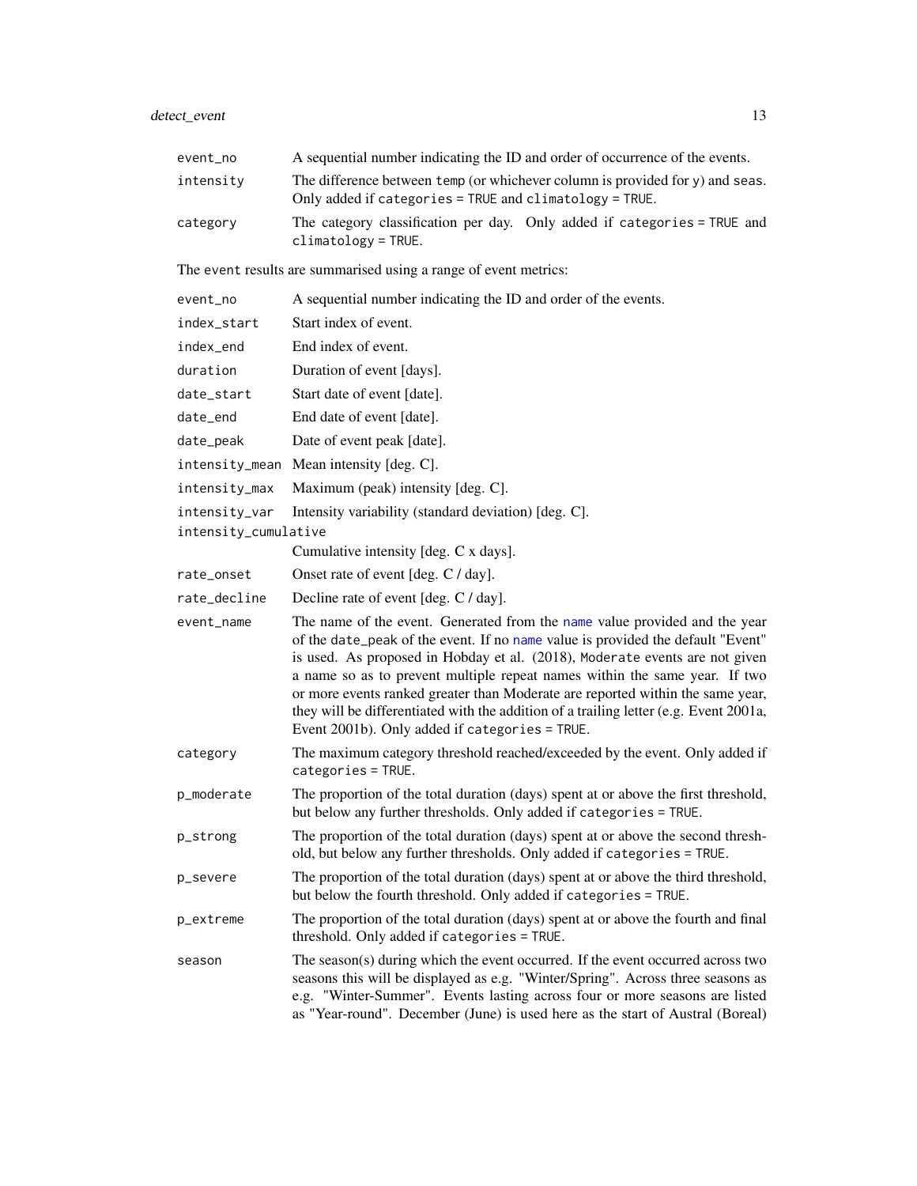| | |
|---|---|
| `event_no` | A sequential number indicating the ID and order of occurrence of the events. |
| `intensity` | The difference between `temp` (or whichever column is provided for `y`) and `seas`. Only added if `categories = TRUE` and `climatology = TRUE`. |
| `category` | The category classification per day. Only added if `categories = TRUE` and `climatology = TRUE`. |

The event results are summarised using a range of event metrics:

| | |
|---|---|
| `event_no` | A sequential number indicating the ID and order of the events. |
| `index_start` | Start index of event. |
| `index_end` | End index of event. |
| `duration` | Duration of event [days]. |
| `date_start` | Start date of event [date]. |
| `date_end` | End date of event [date]. |
| `date_peak` | Date of event peak [date]. |
| `intensity_mean` | Mean intensity [deg. C]. |
| `intensity_max` | Maximum (peak) intensity [deg. C]. |
| `intensity_var` | Intensity variability (standard deviation) [deg. C]. |
| `intensity_cumulative` | Cumulative intensity [deg. C x days]. |
| `rate_onset` | Onset rate of event [deg. C / day]. |
| `rate_decline` | Decline rate of event [deg. C / day]. |
| `event_name` | The name of the event. Generated from the `name` value provided and the year of the `date_peak` of the event. If no `name` value is provided the default "Event" is used. As proposed in Hobday et al. (2018), `Moderate` events are not given a name so as to prevent multiple repeat names within the same year. If two or more events ranked greater than Moderate are reported within the same year, they will be differentiated with the addition of a trailing letter (e.g. Event 2001a, Event 2001b). Only added if `categories = TRUE`. |
| `category` | The maximum category threshold reached/exceeded by the event. Only added if `categories = TRUE`. |
| `p_moderate` | The proportion of the total duration (days) spent at or above the first threshold, but below any further thresholds. Only added if `categories = TRUE`. |
| `p_strong` | The proportion of the total duration (days) spent at or above the second threshold, but below any further thresholds. Only added if `categories = TRUE`. |
| `p_severe` | The proportion of the total duration (days) spent at or above the third threshold, but below the fourth threshold. Only added if `categories = TRUE`. |
| `p_extreme` | The proportion of the total duration (days) spent at or above the fourth and final threshold. Only added if `categories = TRUE`. |
| `season` | The season(s) during which the event occurred. If the event occurred across two seasons this will be displayed as e.g. "Winter/Spring". Across three seasons as e.g. "Winter-Summer". Events lasting across four or more seasons are listed as "Year-round". December (June) is used here as the start of Austral (Boreal) |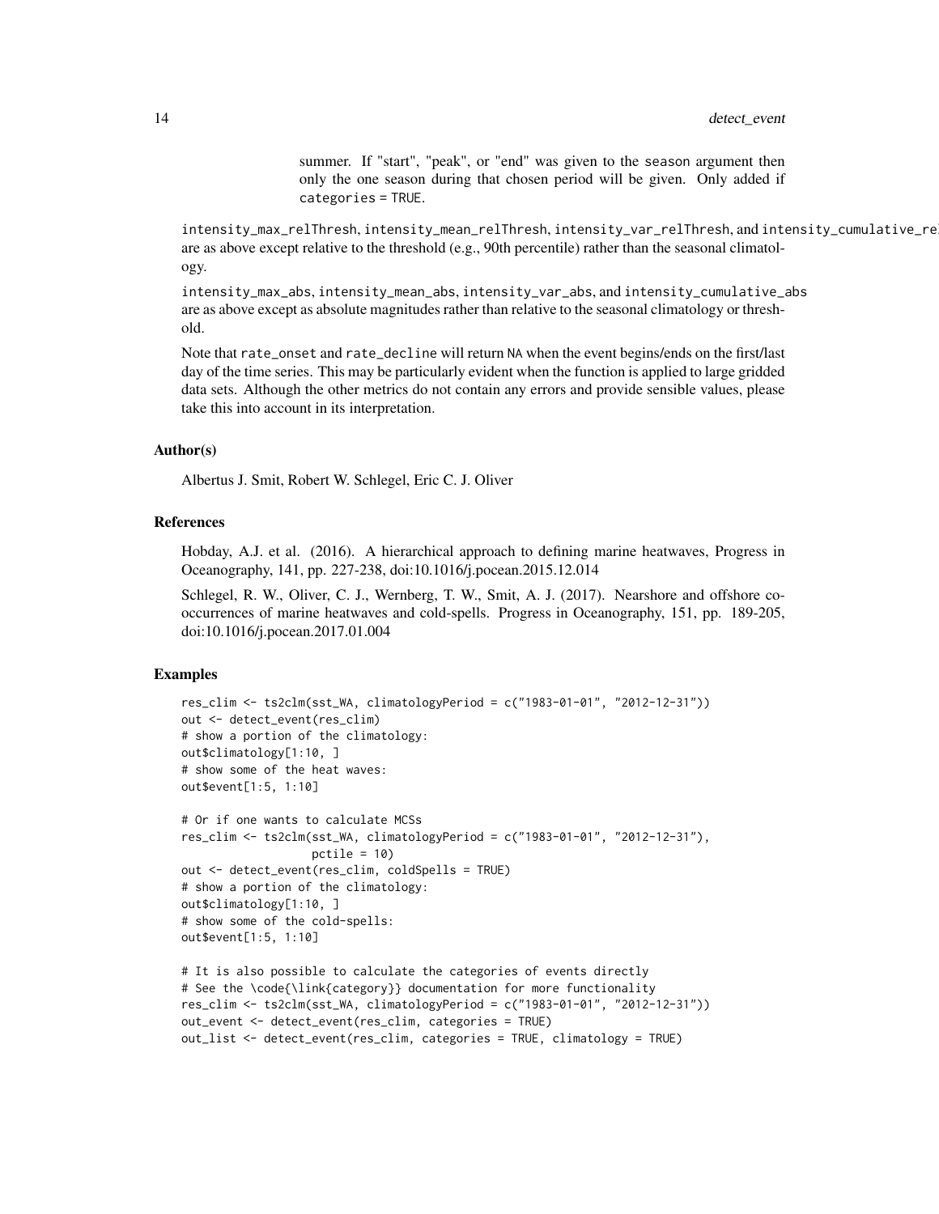summer. If "start", "peak", or "end" was given to the season argument then only the one season during that chosen period will be given. Only added if `categories = TRUE`.

`intensity_max_relThresh`, `intensity_mean_relThresh`, `intensity_var_relThresh`, and `intensity_cumulative_relThresh` are as above except relative to the threshold (e.g., 90th percentile) rather than the seasonal climatology.

`intensity_max_abs`, `intensity_mean_abs`, `intensity_var_abs`, and `intensity_cumulative_abs` are as above except as absolute magnitudes rather than relative to the seasonal climatology or threshold.

Note that `rate_onset` and `rate_decline` will return `NA` when the event begins/ends on the first/last day of the time series. This may be particularly evident when the function is applied to large gridded data sets. Although the other metrics do not contain any errors and provide sensible values, please take this into account in its interpretation.

### Author(s)

Albertus J. Smit, Robert W. Schlegel, Eric C. J. Oliver

### References

Hobday, A.J. et al. (2016). A hierarchical approach to defining marine heatwaves, Progress in Oceanography, 141, pp. 227-238, doi:10.1016/j.pocean.2015.12.014

Schlegel, R. W., Oliver, C. J., Wernberg, T. W., Smit, A. J. (2017). Nearshore and offshore co-occurrences of marine heatwaves and cold-spells. Progress in Oceanography, 151, pp. 189-205, doi:10.1016/j.pocean.2017.01.004

### Examples

```
res_clim <- ts2clm(sst_WA, climatologyPeriod = c("1983-01-01", "2012-12-31"))
out <- detect_event(res_clim)
# show a portion of the climatology:
out$climatology[1:10, ]
# show some of the heat waves:
out$event[1:5, 1:10]

# Or if one wants to calculate MCSs
res_clim <- ts2clm(sst_WA, climatologyPeriod = c("1983-01-01", "2012-12-31"),
                   pctile = 10)
out <- detect_event(res_clim, coldSpells = TRUE)
# show a portion of the climatology:
out$climatology[1:10, ]
# show some of the cold-spells:
out$event[1:5, 1:10]

# It is also possible to calculate the categories of events directly
# See the \code{\link{category}} documentation for more functionality
res_clim <- ts2clm(sst_WA, climatologyPeriod = c("1983-01-01", "2012-12-31"))
out_event <- detect_event(res_clim, categories = TRUE)
out_list <- detect_event(res_clim, categories = TRUE, climatology = TRUE)
```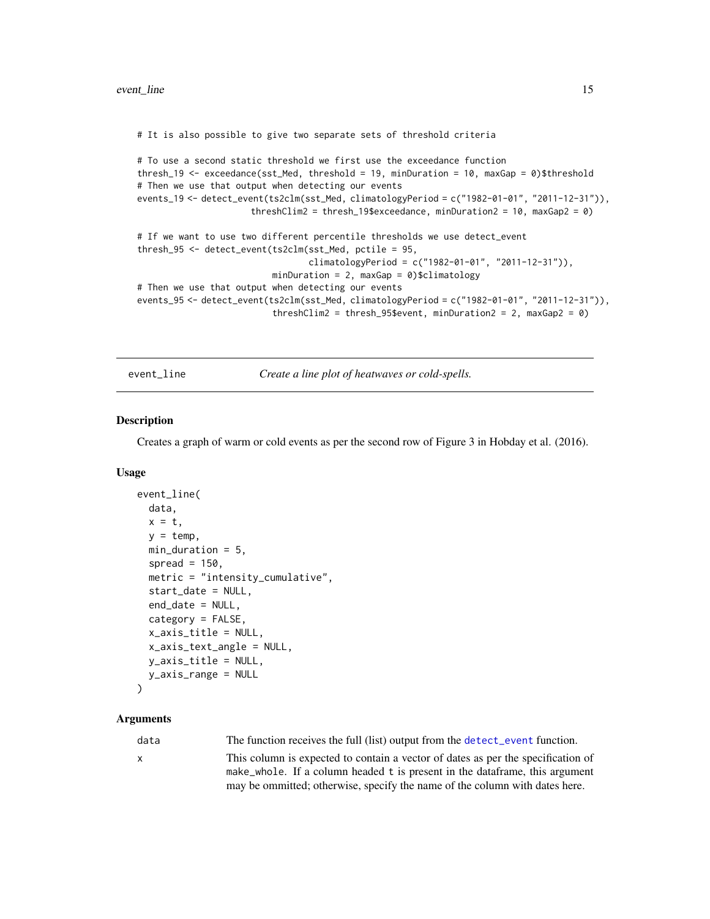```
# It is also possible to give two separate sets of threshold criteria

# To use a second static threshold we first use the exceedance function
thresh_19 <- exceedance(sst_Med, threshold = 19, minDuration = 10, maxGap = 0)$threshold
# Then we use that output when detecting our events
events_19 <- detect_event(ts2clm(sst_Med, climatologyPeriod = c("1982-01-01", "2011-12-31")),
                    threshClim2 = thresh_19$exceedance, minDuration2 = 10, maxGap2 = 0)

# If we want to use two different percentile thresholds we use detect_event
thresh_95 <- detect_event(ts2clm(sst_Med, pctile = 95,
                                 climatologyPeriod = c("1982-01-01", "2011-12-31")),
                          minDuration = 2, maxGap = 0)$climatology
# Then we use that output when detecting our events
events_95 <- detect_event(ts2clm(sst_Med, climatologyPeriod = c("1982-01-01", "2011-12-31")),
                          threshClim2 = thresh_95$event, minDuration2 = 2, maxGap2 = 0)
```

## event_line    *Create a line plot of heatwaves or cold-spells.*

### Description

Creates a graph of warm or cold events as per the second row of Figure 3 in Hobday et al. (2016).

### Usage

```
event_line(
  data,
  x = t,
  y = temp,
  min_duration = 5,
  spread = 150,
  metric = "intensity_cumulative",
  start_date = NULL,
  end_date = NULL,
  category = FALSE,
  x_axis_title = NULL,
  x_axis_text_angle = NULL,
  y_axis_title = NULL,
  y_axis_range = NULL
)
```

### Arguments

| | |
|---|---|
| data | The function receives the full (list) output from the detect_event function. |
| x | This column is expected to contain a vector of dates as per the specification of make_whole. If a column headed t is present in the dataframe, this argument may be ommitted; otherwise, specify the name of the column with dates here. |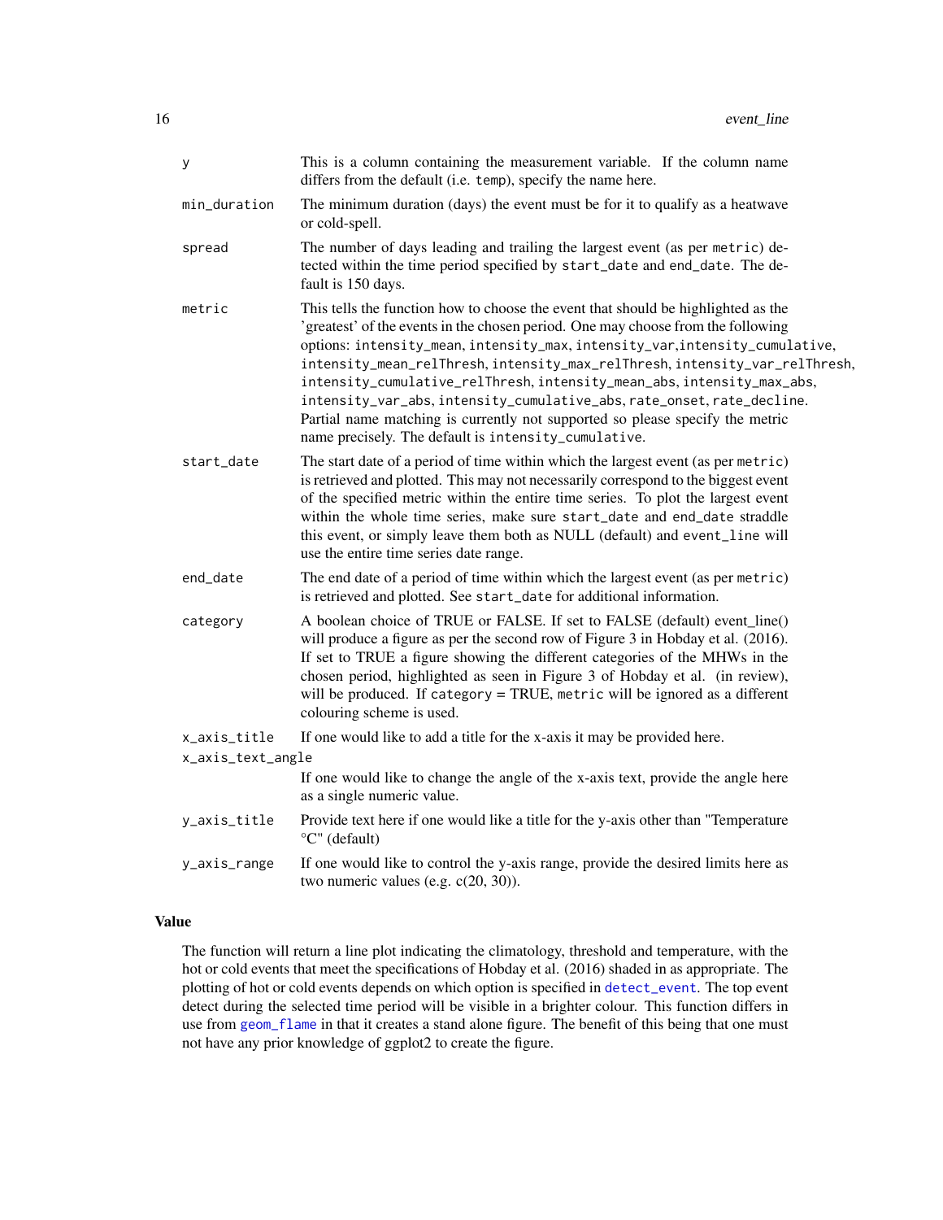| | |
|---|---|
| y | This is a column containing the measurement variable. If the column name differs from the default (i.e. temp), specify the name here. |
| min_duration | The minimum duration (days) the event must be for it to qualify as a heatwave or cold-spell. |
| spread | The number of days leading and trailing the largest event (as per metric) detected within the time period specified by start_date and end_date. The default is 150 days. |
| metric | This tells the function how to choose the event that should be highlighted as the 'greatest' of the events in the chosen period. One may choose from the following options: intensity_mean, intensity_max, intensity_var,intensity_cumulative, intensity_mean_relThresh, intensity_max_relThresh, intensity_var_relThresh, intensity_cumulative_relThresh, intensity_mean_abs, intensity_max_abs, intensity_var_abs, intensity_cumulative_abs, rate_onset, rate_decline. Partial name matching is currently not supported so please specify the metric name precisely. The default is intensity_cumulative. |
| start_date | The start date of a period of time within which the largest event (as per metric) is retrieved and plotted. This may not necessarily correspond to the biggest event of the specified metric within the entire time series. To plot the largest event within the whole time series, make sure start_date and end_date straddle this event, or simply leave them both as NULL (default) and event_line will use the entire time series date range. |
| end_date | The end date of a period of time within which the largest event (as per metric) is retrieved and plotted. See start_date for additional information. |
| category | A boolean choice of TRUE or FALSE. If set to FALSE (default) event_line() will produce a figure as per the second row of Figure 3 in Hobday et al. (2016). If set to TRUE a figure showing the different categories of the MHWs in the chosen period, highlighted as seen in Figure 3 of Hobday et al. (in review), will be produced. If category = TRUE, metric will be ignored as a different colouring scheme is used. |
| x_axis_title | If one would like to add a title for the x-axis it may be provided here. |
| x_axis_text_angle | If one would like to change the angle of the x-axis text, provide the angle here as a single numeric value. |
| y_axis_title | Provide text here if one would like a title for the y-axis other than "Temperature °C" (default) |
| y_axis_range | If one would like to control the y-axis range, provide the desired limits here as two numeric values (e.g. c(20, 30)). |

## Value

The function will return a line plot indicating the climatology, threshold and temperature, with the hot or cold events that meet the specifications of Hobday et al. (2016) shaded in as appropriate. The plotting of hot or cold events depends on which option is specified in detect_event. The top event detect during the selected time period will be visible in a brighter colour. This function differs in use from geom_flame in that it creates a stand alone figure. The benefit of this being that one must not have any prior knowledge of ggplot2 to create the figure.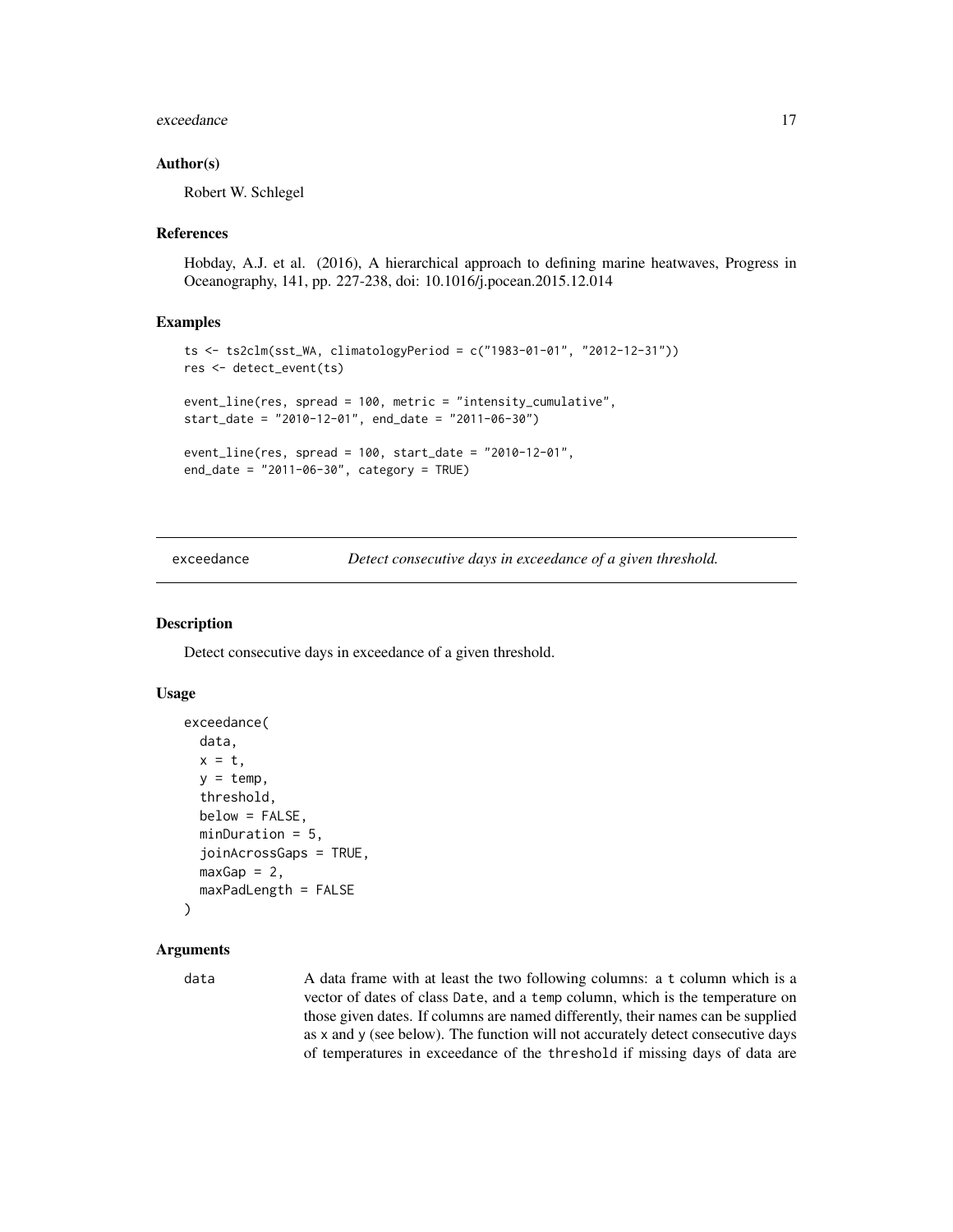### Author(s)

Robert W. Schlegel

### References

Hobday, A.J. et al. (2016), A hierarchical approach to defining marine heatwaves, Progress in Oceanography, 141, pp. 227-238, doi: 10.1016/j.pocean.2015.12.014

### Examples

```
ts <- ts2clm(sst_WA, climatologyPeriod = c("1983-01-01", "2012-12-31"))
res <- detect_event(ts)

event_line(res, spread = 100, metric = "intensity_cumulative",
start_date = "2010-12-01", end_date = "2011-06-30")

event_line(res, spread = 100, start_date = "2010-12-01",
end_date = "2011-06-30", category = TRUE)
```

---

## exceedance — *Detect consecutive days in exceedance of a given threshold.*

### Description

Detect consecutive days in exceedance of a given threshold.

### Usage

```
exceedance(
  data,
  x = t,
  y = temp,
  threshold,
  below = FALSE,
  minDuration = 5,
  joinAcrossGaps = TRUE,
  maxGap = 2,
  maxPadLength = FALSE
)
```

### Arguments

`data` A data frame with at least the two following columns: a `t` column which is a vector of dates of class `Date`, and a `temp` column, which is the temperature on those given dates. If columns are named differently, their names can be supplied as `x` and `y` (see below). The function will not accurately detect consecutive days of temperatures in exceedance of the `threshold` if missing days of data are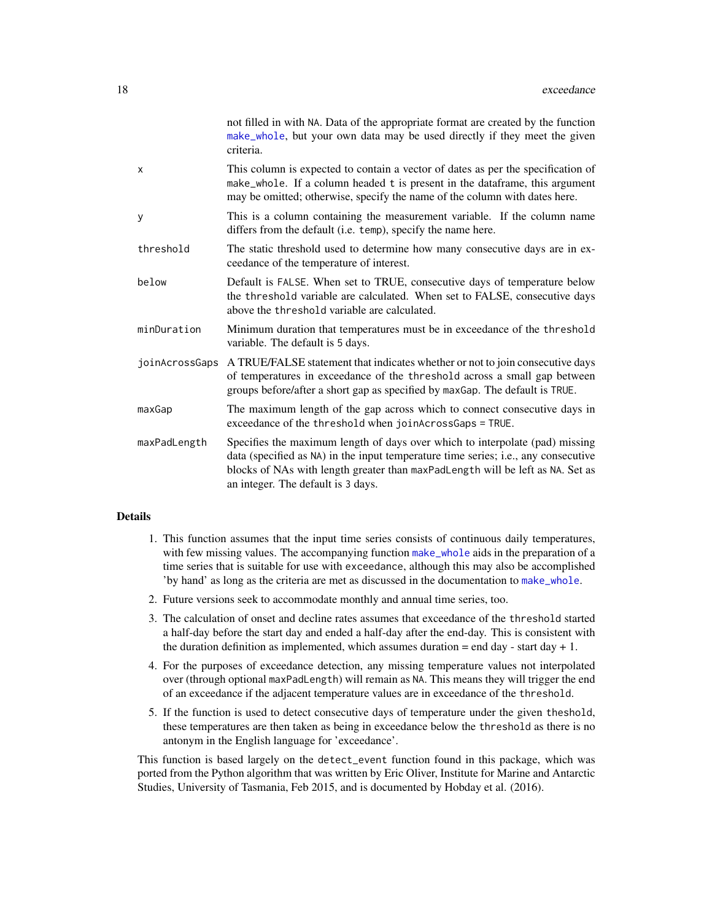| | |
|---|---|
| | not filled in with NA. Data of the appropriate format are created by the function make_whole, but your own data may be used directly if they meet the given criteria. |
| x | This column is expected to contain a vector of dates as per the specification of make_whole. If a column headed t is present in the dataframe, this argument may be omitted; otherwise, specify the name of the column with dates here. |
| y | This is a column containing the measurement variable. If the column name differs from the default (i.e. temp), specify the name here. |
| threshold | The static threshold used to determine how many consecutive days are in exceedance of the temperature of interest. |
| below | Default is FALSE. When set to TRUE, consecutive days of temperature below the threshold variable are calculated. When set to FALSE, consecutive days above the threshold variable are calculated. |
| minDuration | Minimum duration that temperatures must be in exceedance of the threshold variable. The default is 5 days. |
| joinAcrossGaps | A TRUE/FALSE statement that indicates whether or not to join consecutive days of temperatures in exceedance of the threshold across a small gap between groups before/after a short gap as specified by maxGap. The default is TRUE. |
| maxGap | The maximum length of the gap across which to connect consecutive days in exceedance of the threshold when joinAcrossGaps = TRUE. |
| maxPadLength | Specifies the maximum length of days over which to interpolate (pad) missing data (specified as NA) in the input temperature time series; i.e., any consecutive blocks of NAs with length greater than maxPadLength will be left as NA. Set as an integer. The default is 3 days. |

## Details

1. This function assumes that the input time series consists of continuous daily temperatures, with few missing values. The accompanying function make_whole aids in the preparation of a time series that is suitable for use with exceedance, although this may also be accomplished 'by hand' as long as the criteria are met as discussed in the documentation to make_whole.
2. Future versions seek to accommodate monthly and annual time series, too.
3. The calculation of onset and decline rates assumes that exceedance of the threshold started a half-day before the start day and ended a half-day after the end-day. This is consistent with the duration definition as implemented, which assumes duration = end day - start day + 1.
4. For the purposes of exceedance detection, any missing temperature values not interpolated over (through optional maxPadLength) will remain as NA. This means they will trigger the end of an exceedance if the adjacent temperature values are in exceedance of the threshold.
5. If the function is used to detect consecutive days of temperature under the given theshold, these temperatures are then taken as being in exceedance below the threshold as there is no antonym in the English language for 'exceedance'.

This function is based largely on the detect_event function found in this package, which was ported from the Python algorithm that was written by Eric Oliver, Institute for Marine and Antarctic Studies, University of Tasmania, Feb 2015, and is documented by Hobday et al. (2016).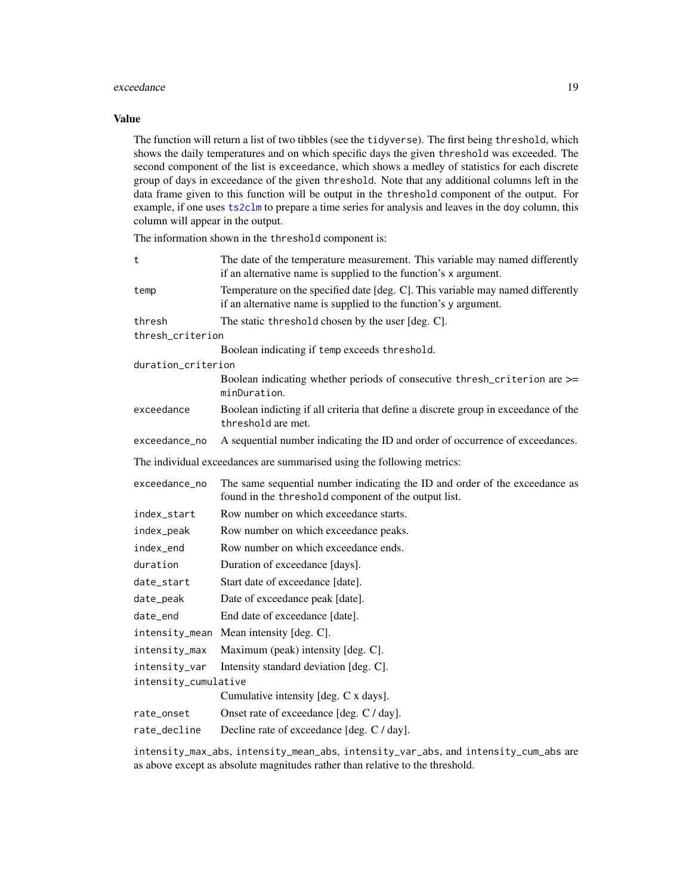### Value

The function will return a list of two tibbles (see the `tidyverse`). The first being `threshold`, which shows the daily temperatures and on which specific days the given `threshold` was exceeded. The second component of the list is `exceedance`, which shows a medley of statistics for each discrete group of days in exceedance of the given `threshold`. Note that any additional columns left in the data frame given to this function will be output in the `threshold` component of the output. For example, if one uses `ts2clm` to prepare a time series for analysis and leaves in the `doy` column, this column will appear in the output.

The information shown in the `threshold` component is:

| | |
|---|---|
| `t` | The date of the temperature measurement. This variable may named differently if an alternative name is supplied to the function's `x` argument. |
| `temp` | Temperature on the specified date [deg. C]. This variable may named differently if an alternative name is supplied to the function's `y` argument. |
| `thresh` | The static `threshold` chosen by the user [deg. C]. |
| `thresh_criterion` | Boolean indicating if `temp` exceeds `threshold`. |
| `duration_criterion` | Boolean indicating whether periods of consecutive `thresh_criterion` are >= `minDuration`. |
| `exceedance` | Boolean indicting if all criteria that define a discrete group in exceedance of the `threshold` are met. |
| `exceedance_no` | A sequential number indicating the ID and order of occurrence of exceedances. |

The individual exceedances are summarised using the following metrics:

| | |
|---|---|
| `exceedance_no` | The same sequential number indicating the ID and order of the exceedance as found in the `threshold` component of the output list. |
| `index_start` | Row number on which exceedance starts. |
| `index_peak` | Row number on which exceedance peaks. |
| `index_end` | Row number on which exceedance ends. |
| `duration` | Duration of exceedance [days]. |
| `date_start` | Start date of exceedance [date]. |
| `date_peak` | Date of exceedance peak [date]. |
| `date_end` | End date of exceedance [date]. |
| `intensity_mean` | Mean intensity [deg. C]. |
| `intensity_max` | Maximum (peak) intensity [deg. C]. |
| `intensity_var` | Intensity standard deviation [deg. C]. |
| `intensity_cumulative` | Cumulative intensity [deg. C x days]. |
| `rate_onset` | Onset rate of exceedance [deg. C / day]. |
| `rate_decline` | Decline rate of exceedance [deg. C / day]. |

`intensity_max_abs`, `intensity_mean_abs`, `intensity_var_abs`, and `intensity_cum_abs` are as above except as absolute magnitudes rather than relative to the threshold.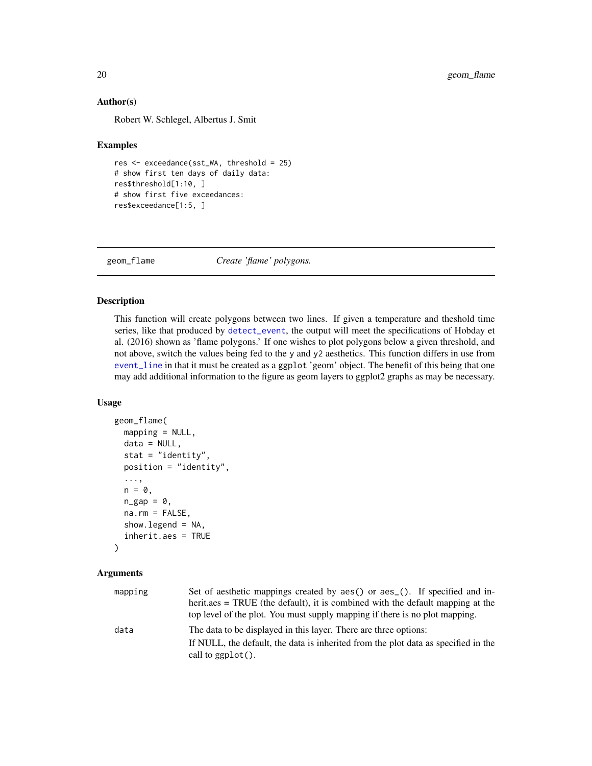### Author(s)

Robert W. Schlegel, Albertus J. Smit

### Examples

```
res <- exceedance(sst_WA, threshold = 25)
# show first ten days of daily data:
res$threshold[1:10, ]
# show first five exceedances:
res$exceedance[1:5, ]
```

---

## geom_flame    *Create 'flame' polygons.*

---

### Description

This function will create polygons between two lines. If given a temperature and theshold time series, like that produced by detect_event, the output will meet the specifications of Hobday et al. (2016) shown as 'flame polygons.' If one wishes to plot polygons below a given threshold, and not above, switch the values being fed to the y and y2 aesthetics. This function differs in use from event_line in that it must be created as a ggplot 'geom' object. The benefit of this being that one may add additional information to the figure as geom layers to ggplot2 graphs as may be necessary.

### Usage

```
geom_flame(
  mapping = NULL,
  data = NULL,
  stat = "identity",
  position = "identity",
  ...,
  n = 0,
  n_gap = 0,
  na.rm = FALSE,
  show.legend = NA,
  inherit.aes = TRUE
)
```

### Arguments

| | |
|---|---|
| mapping | Set of aesthetic mappings created by aes() or aes_(). If specified and inherit.aes = TRUE (the default), it is combined with the default mapping at the top level of the plot. You must supply mapping if there is no plot mapping. |
| data | The data to be displayed in this layer. There are three options: <br> If NULL, the default, the data is inherited from the plot data as specified in the call to ggplot(). |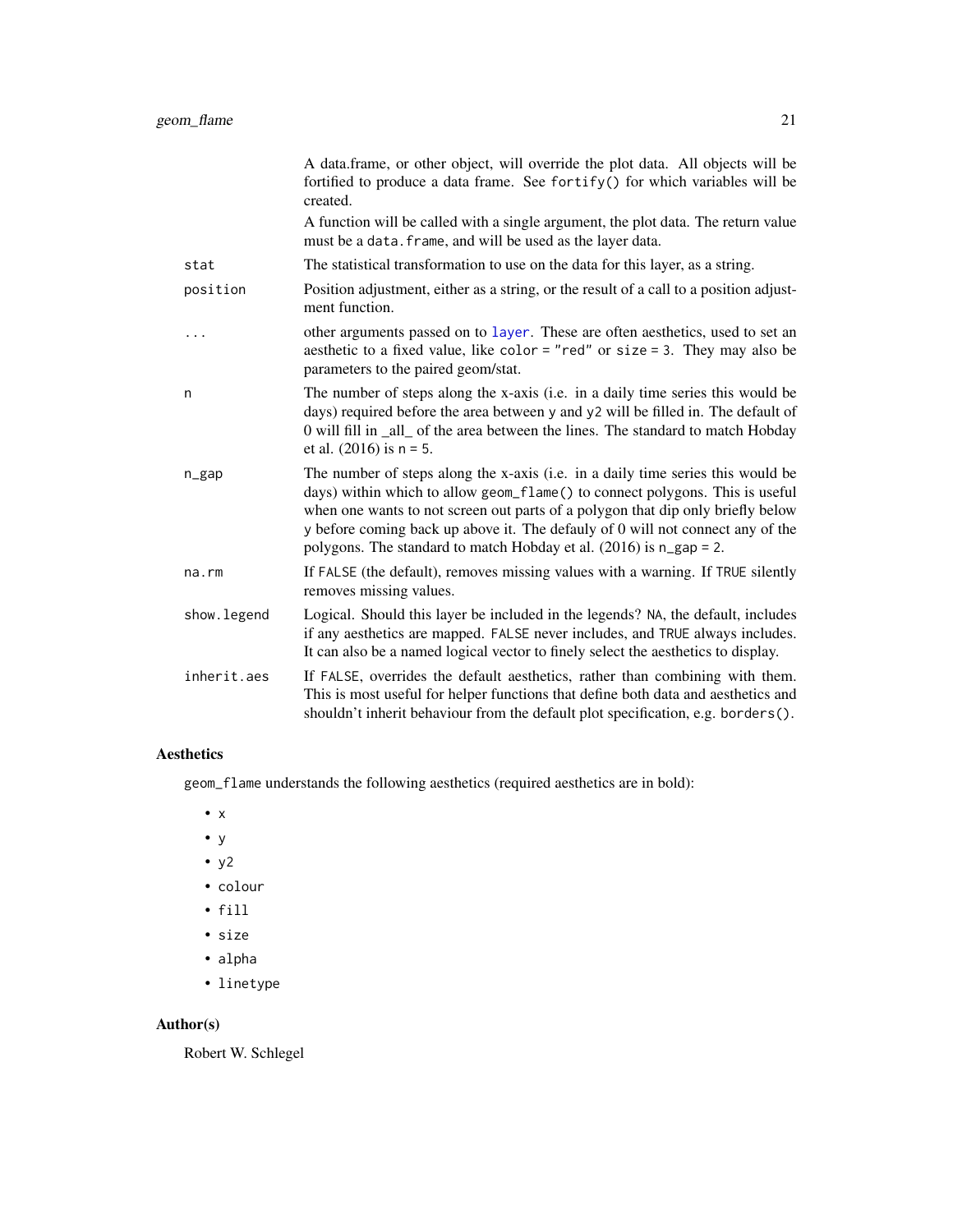| | |
|---|---|
| | A data.frame, or other object, will override the plot data. All objects will be fortified to produce a data frame. See `fortify()` for which variables will be created. |
| | A function will be called with a single argument, the plot data. The return value must be a `data.frame`, and will be used as the layer data. |
| `stat` | The statistical transformation to use on the data for this layer, as a string. |
| `position` | Position adjustment, either as a string, or the result of a call to a position adjustment function. |
| `...` | other arguments passed on to `layer`. These are often aesthetics, used to set an aesthetic to a fixed value, like `color = "red"` or `size = 3`. They may also be parameters to the paired geom/stat. |
| `n` | The number of steps along the x-axis (i.e. in a daily time series this would be days) required before the area between `y` and `y2` will be filled in. The default of 0 will fill in _all_ of the area between the lines. The standard to match Hobday et al. (2016) is `n = 5`. |
| `n_gap` | The number of steps along the x-axis (i.e. in a daily time series this would be days) within which to allow `geom_flame()` to connect polygons. This is useful when one wants to not screen out parts of a polygon that dip only briefly below `y` before coming back up above it. The defauly of 0 will not connect any of the polygons. The standard to match Hobday et al. (2016) is `n_gap = 2`. |
| `na.rm` | If `FALSE` (the default), removes missing values with a warning. If `TRUE` silently removes missing values. |
| `show.legend` | Logical. Should this layer be included in the legends? `NA`, the default, includes if any aesthetics are mapped. `FALSE` never includes, and `TRUE` always includes. It can also be a named logical vector to finely select the aesthetics to display. |
| `inherit.aes` | If `FALSE`, overrides the default aesthetics, rather than combining with them. This is most useful for helper functions that define both data and aesthetics and shouldn't inherit behaviour from the default plot specification, e.g. `borders()`. |

## Aesthetics

`geom_flame` understands the following aesthetics (required aesthetics are in bold):

- `x`
- `y`
- `y2`
- `colour`
- `fill`
- `size`
- `alpha`
- `linetype`

## Author(s)

Robert W. Schlegel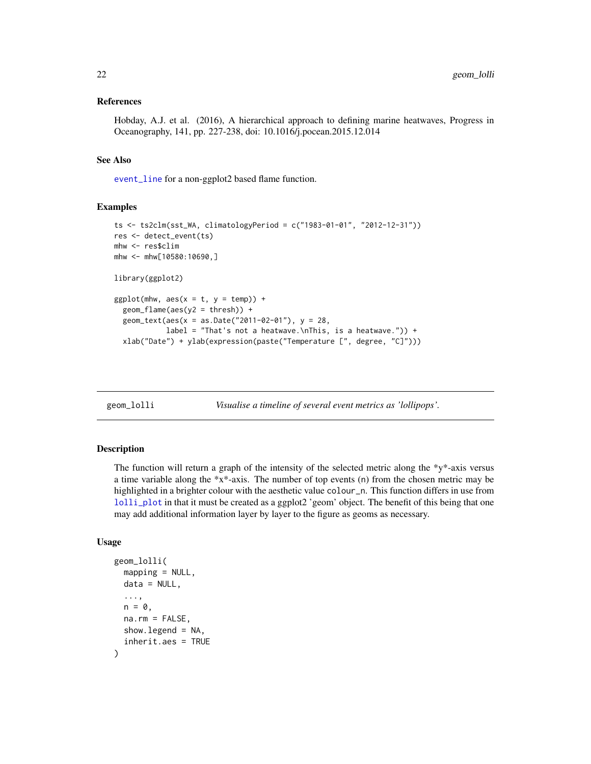### References

Hobday, A.J. et al. (2016), A hierarchical approach to defining marine heatwaves, Progress in Oceanography, 141, pp. 227-238, doi: 10.1016/j.pocean.2015.12.014

### See Also

event_line for a non-ggplot2 based flame function.

### Examples

```
ts <- ts2clm(sst_WA, climatologyPeriod = c("1983-01-01", "2012-12-31"))
res <- detect_event(ts)
mhw <- res$clim
mhw <- mhw[10580:10690,]

library(ggplot2)

ggplot(mhw, aes(x = t, y = temp)) +
  geom_flame(aes(y2 = thresh)) +
  geom_text(aes(x = as.Date("2011-02-01"), y = 28,
            label = "That's not a heatwave.\nThis, is a heatwave.")) +
  xlab("Date") + ylab(expression(paste("Temperature [", degree, "C]")))
```

---

## geom_lolli — *Visualise a timeline of several event metrics as 'lollipops'.*

### Description

The function will return a graph of the intensity of the selected metric along the *y*-axis versus a time variable along the *x*-axis. The number of top events (n) from the chosen metric may be highlighted in a brighter colour with the aesthetic value colour_n. This function differs in use from lolli_plot in that it must be created as a ggplot2 'geom' object. The benefit of this being that one may add additional information layer by layer to the figure as geoms as necessary.

### Usage

```
geom_lolli(
  mapping = NULL,
  data = NULL,
  ...,
  n = 0,
  na.rm = FALSE,
  show.legend = NA,
  inherit.aes = TRUE
)
```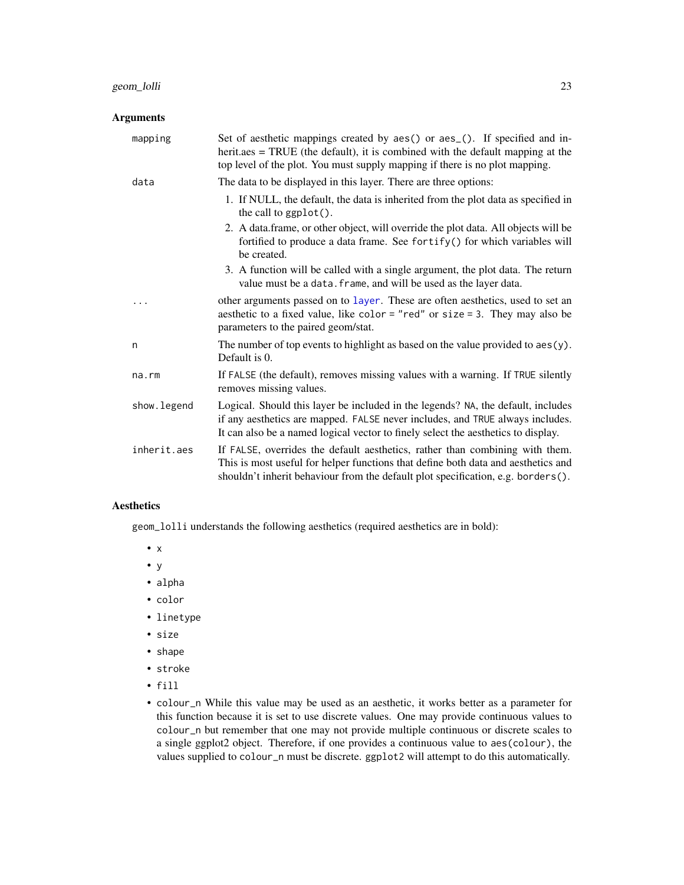## Arguments

| Argument | Description |
|---|---|
| `mapping` | Set of aesthetic mappings created by `aes()` or `aes_()`. If specified and inherit.aes = TRUE (the default), it is combined with the default mapping at the top level of the plot. You must supply mapping if there is no plot mapping. |
| `data` | The data to be displayed in this layer. There are three options: 1. If NULL, the default, the data is inherited from the plot data as specified in the call to `ggplot()`. 2. A data.frame, or other object, will override the plot data. All objects will be fortified to produce a data frame. See `fortify()` for which variables will be created. 3. A function will be called with a single argument, the plot data. The return value must be a `data.frame`, and will be used as the layer data. |
| `...` | other arguments passed on to `layer`. These are often aesthetics, used to set an aesthetic to a fixed value, like `color = "red"` or `size = 3`. They may also be parameters to the paired geom/stat. |
| `n` | The number of top events to highlight as based on the value provided to `aes(y)`. Default is 0. |
| `na.rm` | If `FALSE` (the default), removes missing values with a warning. If `TRUE` silently removes missing values. |
| `show.legend` | Logical. Should this layer be included in the legends? `NA`, the default, includes if any aesthetics are mapped. `FALSE` never includes, and `TRUE` always includes. It can also be a named logical vector to finely select the aesthetics to display. |
| `inherit.aes` | If `FALSE`, overrides the default aesthetics, rather than combining with them. This is most useful for helper functions that define both data and aesthetics and shouldn't inherit behaviour from the default plot specification, e.g. `borders()`. |

## Aesthetics

`geom_lolli` understands the following aesthetics (required aesthetics are in bold):

- `x`
- `y`
- `alpha`
- `color`
- `linetype`
- `size`
- `shape`
- `stroke`
- `fill`
- `colour_n` While this value may be used as an aesthetic, it works better as a parameter for this function because it is set to use discrete values. One may provide continuous values to `colour_n` but remember that one may not provide multiple continuous or discrete scales to a single ggplot2 object. Therefore, if one provides a continuous value to `aes(colour)`, the values supplied to `colour_n` must be discrete. `ggplot2` will attempt to do this automatically.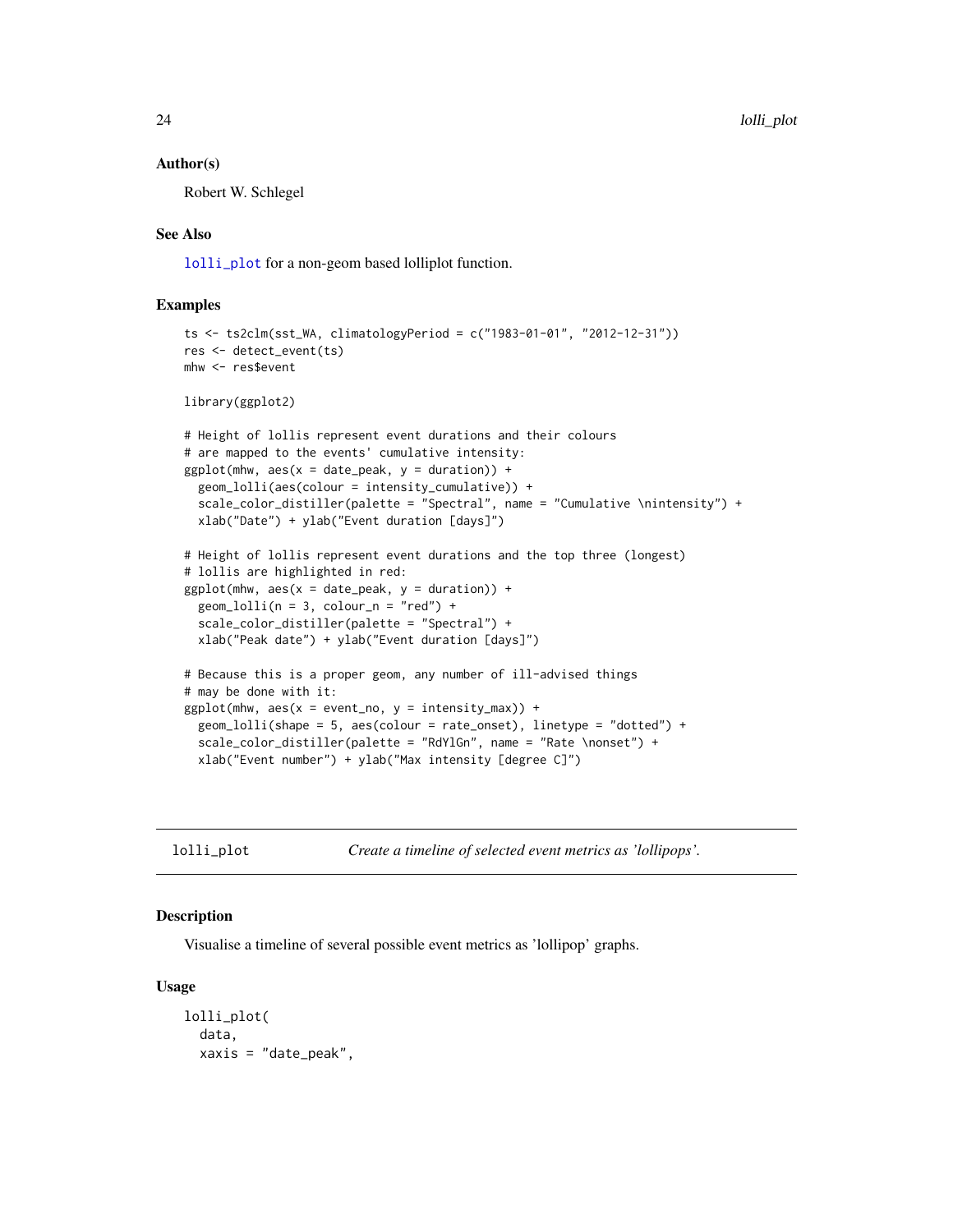### Author(s)

Robert W. Schlegel

### See Also

lolli_plot for a non-geom based lolliplot function.

### Examples

```
ts <- ts2clm(sst_WA, climatologyPeriod = c("1983-01-01", "2012-12-31"))
res <- detect_event(ts)
mhw <- res$event

library(ggplot2)

# Height of lollis represent event durations and their colours
# are mapped to the events' cumulative intensity:
ggplot(mhw, aes(x = date_peak, y = duration)) +
  geom_lolli(aes(colour = intensity_cumulative)) +
  scale_color_distiller(palette = "Spectral", name = "Cumulative \nintensity") +
  xlab("Date") + ylab("Event duration [days]")

# Height of lollis represent event durations and the top three (longest)
# lollis are highlighted in red:
ggplot(mhw, aes(x = date_peak, y = duration)) +
  geom_lolli(n = 3, colour_n = "red") +
  scale_color_distiller(palette = "Spectral") +
  xlab("Peak date") + ylab("Event duration [days]")

# Because this is a proper geom, any number of ill-advised things
# may be done with it:
ggplot(mhw, aes(x = event_no, y = intensity_max)) +
  geom_lolli(shape = 5, aes(colour = rate_onset), linetype = "dotted") +
  scale_color_distiller(palette = "RdYlGn", name = "Rate \nonset") +
  xlab("Event number") + ylab("Max intensity [degree C]")
```

## lolli_plot *Create a timeline of selected event metrics as 'lollipops'.*

### Description

Visualise a timeline of several possible event metrics as 'lollipop' graphs.

### Usage

```
lolli_plot(
  data,
  xaxis = "date_peak",
```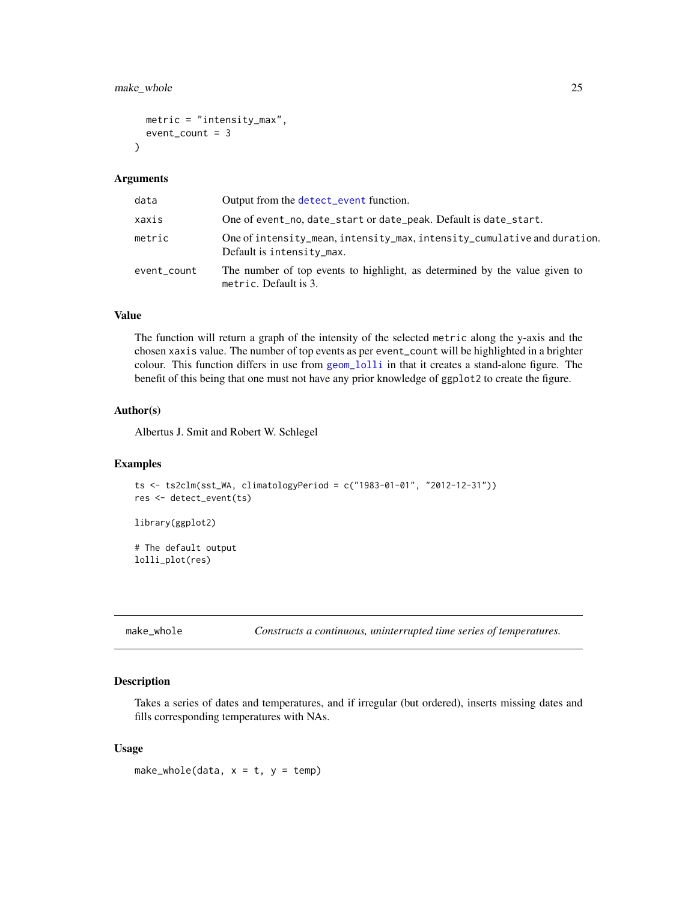```
  metric = "intensity_max",
  event_count = 3
)
```

### Arguments

| | |
|---|---|
| data | Output from the detect_event function. |
| xaxis | One of event_no, date_start or date_peak. Default is date_start. |
| metric | One of intensity_mean, intensity_max, intensity_cumulative and duration. Default is intensity_max. |
| event_count | The number of top events to highlight, as determined by the value given to metric. Default is 3. |

### Value

The function will return a graph of the intensity of the selected metric along the y-axis and the chosen xaxis value. The number of top events as per event_count will be highlighted in a brighter colour. This function differs in use from geom_lolli in that it creates a stand-alone figure. The benefit of this being that one must not have any prior knowledge of ggplot2 to create the figure.

### Author(s)

Albertus J. Smit and Robert W. Schlegel

### Examples

```
ts <- ts2clm(sst_WA, climatologyPeriod = c("1983-01-01", "2012-12-31"))
res <- detect_event(ts)

library(ggplot2)

# The default output
lolli_plot(res)
```

## make_whole — *Constructs a continuous, uninterrupted time series of temperatures.*

### Description

Takes a series of dates and temperatures, and if irregular (but ordered), inserts missing dates and fills corresponding temperatures with NAs.

### Usage

```
make_whole(data, x = t, y = temp)
```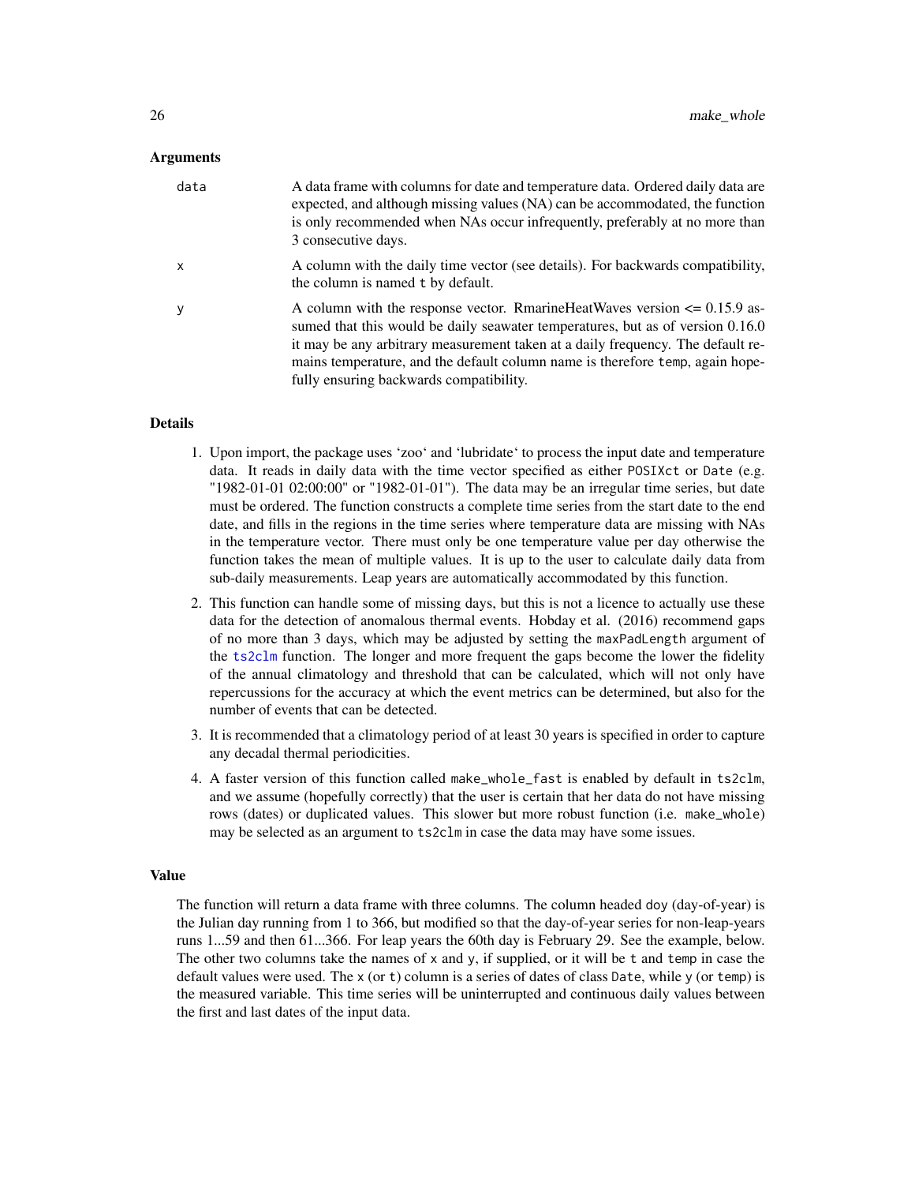### Arguments

| | |
|---|---|
| data | A data frame with columns for date and temperature data. Ordered daily data are expected, and although missing values (NA) can be accommodated, the function is only recommended when NAs occur infrequently, preferably at no more than 3 consecutive days. |
| x | A column with the daily time vector (see details). For backwards compatibility, the column is named `t` by default. |
| y | A column with the response vector. RmarineHeatWaves version <= 0.15.9 assumed that this would be daily seawater temperatures, but as of version 0.16.0 it may be any arbitrary measurement taken at a daily frequency. The default remains temperature, and the default column name is therefore `temp`, again hopefully ensuring backwards compatibility. |

### Details

1. Upon import, the package uses 'zoo' and 'lubridate' to process the input date and temperature data. It reads in daily data with the time vector specified as either `POSIXct` or `Date` (e.g. "1982-01-01 02:00:00" or "1982-01-01"). The data may be an irregular time series, but date must be ordered. The function constructs a complete time series from the start date to the end date, and fills in the regions in the time series where temperature data are missing with NAs in the temperature vector. There must only be one temperature value per day otherwise the function takes the mean of multiple values. It is up to the user to calculate daily data from sub-daily measurements. Leap years are automatically accommodated by this function.
2. This function can handle some of missing days, but this is not a licence to actually use these data for the detection of anomalous thermal events. Hobday et al. (2016) recommend gaps of no more than 3 days, which may be adjusted by setting the `maxPadLength` argument of the `ts2clm` function. The longer and more frequent the gaps become the lower the fidelity of the annual climatology and threshold that can be calculated, which will not only have repercussions for the accuracy at which the event metrics can be determined, but also for the number of events that can be detected.
3. It is recommended that a climatology period of at least 30 years is specified in order to capture any decadal thermal periodicities.
4. A faster version of this function called `make_whole_fast` is enabled by default in `ts2clm`, and we assume (hopefully correctly) that the user is certain that her data do not have missing rows (dates) or duplicated values. This slower but more robust function (i.e. `make_whole`) may be selected as an argument to `ts2clm` in case the data may have some issues.

### Value

The function will return a data frame with three columns. The column headed `doy` (day-of-year) is the Julian day running from 1 to 366, but modified so that the day-of-year series for non-leap-years runs 1...59 and then 61...366. For leap years the 60th day is February 29. See the example, below. The other two columns take the names of `x` and `y`, if supplied, or it will be `t` and `temp` in case the default values were used. The `x` (or `t`) column is a series of dates of class `Date`, while `y` (or `temp`) is the measured variable. This time series will be uninterrupted and continuous daily values between the first and last dates of the input data.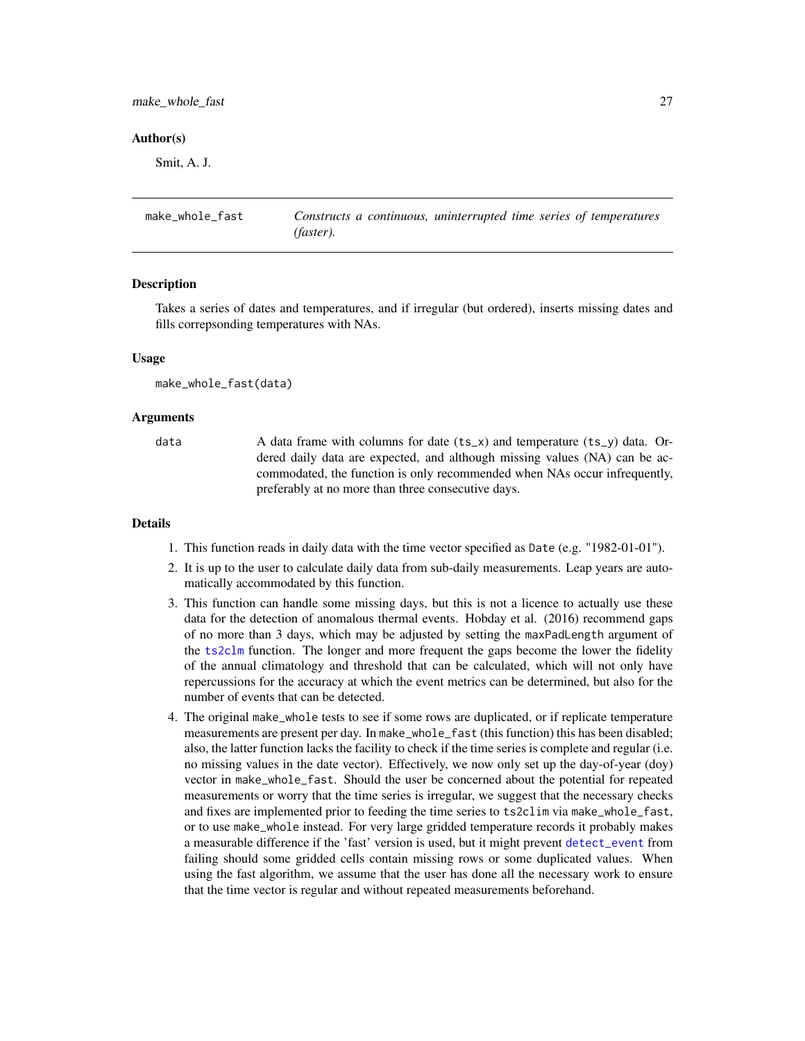### Author(s)

Smit, A. J.

---

## make_whole_fast — *Constructs a continuous, uninterrupted time series of temperatures (faster).*

---

### Description

Takes a series of dates and temperatures, and if irregular (but ordered), inserts missing dates and fills correpsonding temperatures with NAs.

### Usage

```
make_whole_fast(data)
```

### Arguments

| | |
|---|---|
| data | A data frame with columns for date (ts_x) and temperature (ts_y) data. Ordered daily data are expected, and although missing values (NA) can be accommodated, the function is only recommended when NAs occur infrequently, preferably at no more than three consecutive days. |

### Details

1. This function reads in daily data with the time vector specified as `Date` (e.g. "1982-01-01").
2. It is up to the user to calculate daily data from sub-daily measurements. Leap years are automatically accommodated by this function.
3. This function can handle some missing days, but this is not a licence to actually use these data for the detection of anomalous thermal events. Hobday et al. (2016) recommend gaps of no more than 3 days, which may be adjusted by setting the `maxPadLength` argument of the `ts2clm` function. The longer and more frequent the gaps become the lower the fidelity of the annual climatology and threshold that can be calculated, which will not only have repercussions for the accuracy at which the event metrics can be determined, but also for the number of events that can be detected.
4. The original `make_whole` tests to see if some rows are duplicated, or if replicate temperature measurements are present per day. In `make_whole_fast` (this function) this has been disabled; also, the latter function lacks the facility to check if the time series is complete and regular (i.e. no missing values in the date vector). Effectively, we now only set up the day-of-year (doy) vector in `make_whole_fast`. Should the user be concerned about the potential for repeated measurements or worry that the time series is irregular, we suggest that the necessary checks and fixes are implemented prior to feeding the time series to `ts2clim` via `make_whole_fast`, or to use `make_whole` instead. For very large gridded temperature records it probably makes a measurable difference if the 'fast' version is used, but it might prevent `detect_event` from failing should some gridded cells contain missing rows or some duplicated values. When using the fast algorithm, we assume that the user has done all the necessary work to ensure that the time vector is regular and without repeated measurements beforehand.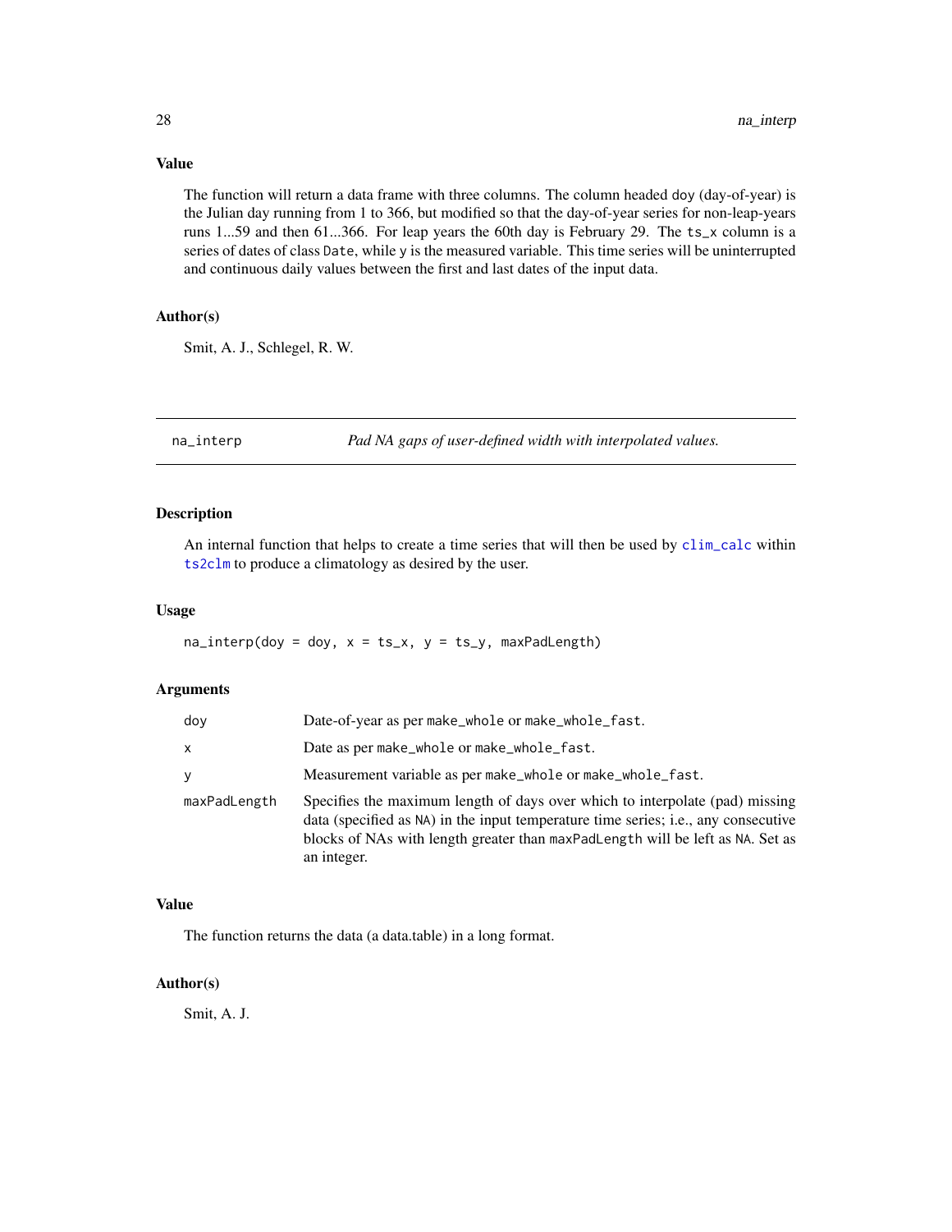### Value

The function will return a data frame with three columns. The column headed doy (day-of-year) is the Julian day running from 1 to 366, but modified so that the day-of-year series for non-leap-years runs 1...59 and then 61...366. For leap years the 60th day is February 29. The ts_x column is a series of dates of class Date, while y is the measured variable. This time series will be uninterrupted and continuous daily values between the first and last dates of the input data.

### Author(s)

Smit, A. J., Schlegel, R. W.

---

## na_interp — *Pad NA gaps of user-defined width with interpolated values.*

---

### Description

An internal function that helps to create a time series that will then be used by clim_calc within ts2clm to produce a climatology as desired by the user.

### Usage

```
na_interp(doy = doy, x = ts_x, y = ts_y, maxPadLength)
```

### Arguments

| | |
|---|---|
| doy | Date-of-year as per make_whole or make_whole_fast. |
| x | Date as per make_whole or make_whole_fast. |
| y | Measurement variable as per make_whole or make_whole_fast. |
| maxPadLength | Specifies the maximum length of days over which to interpolate (pad) missing data (specified as NA) in the input temperature time series; i.e., any consecutive blocks of NAs with length greater than maxPadLength will be left as NA. Set as an integer. |

### Value

The function returns the data (a data.table) in a long format.

### Author(s)

Smit, A. J.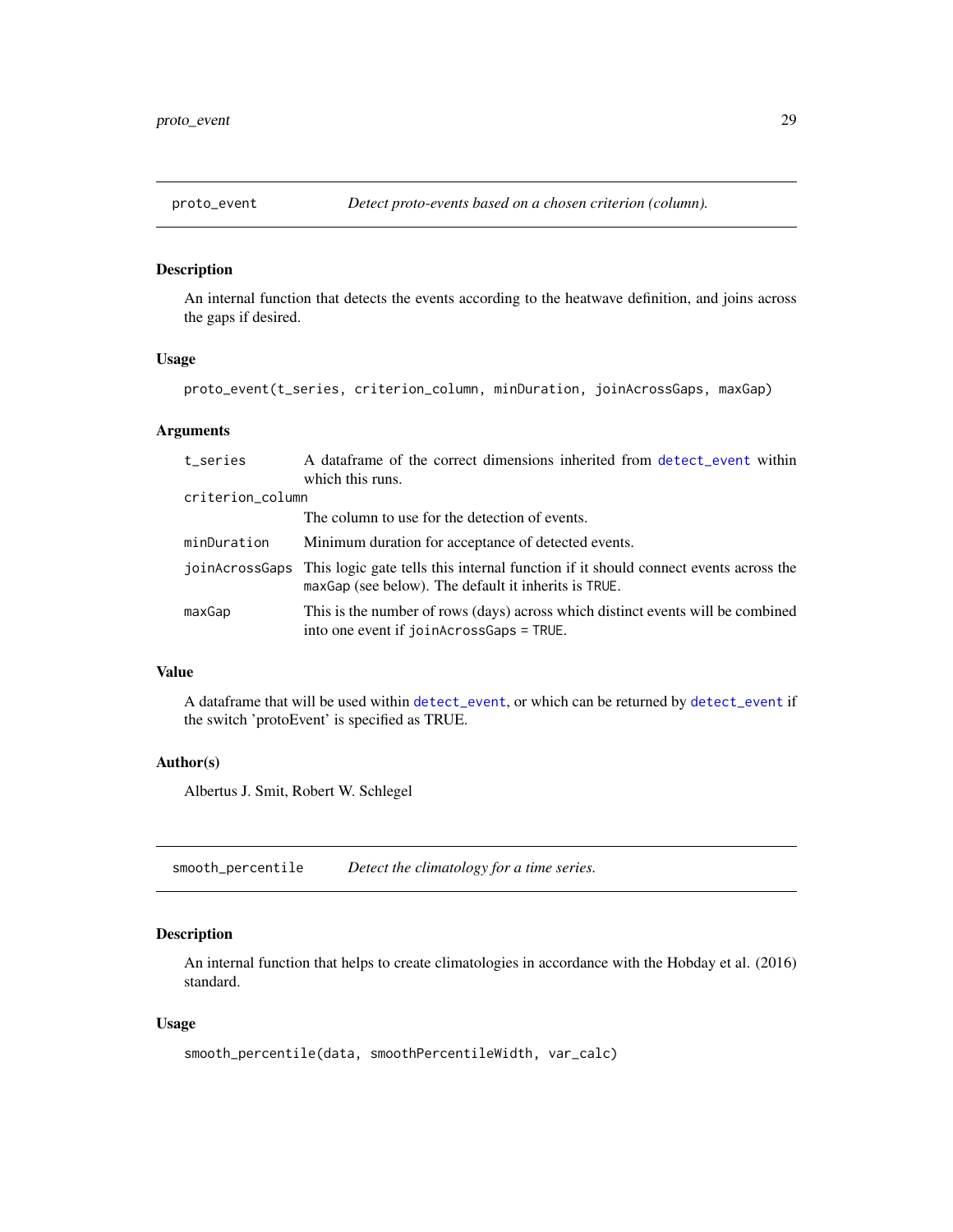## proto_event — *Detect proto-events based on a chosen criterion (column).*

### Description

An internal function that detects the events according to the heatwave definition, and joins across the gaps if desired.

### Usage

```
proto_event(t_series, criterion_column, minDuration, joinAcrossGaps, maxGap)
```

### Arguments

| Argument | Description |
|---|---|
| `t_series` | A dataframe of the correct dimensions inherited from `detect_event` within which this runs. |
| `criterion_column` | The column to use for the detection of events. |
| `minDuration` | Minimum duration for acceptance of detected events. |
| `joinAcrossGaps` | This logic gate tells this internal function if it should connect events across the `maxGap` (see below). The default it inherits is `TRUE`. |
| `maxGap` | This is the number of rows (days) across which distinct events will be combined into one event if `joinAcrossGaps = TRUE`. |

### Value

A dataframe that will be used within `detect_event`, or which can be returned by `detect_event` if the switch 'protoEvent' is specified as TRUE.

### Author(s)

Albertus J. Smit, Robert W. Schlegel

## smooth_percentile — *Detect the climatology for a time series.*

### Description

An internal function that helps to create climatologies in accordance with the Hobday et al. (2016) standard.

### Usage

```
smooth_percentile(data, smoothPercentileWidth, var_calc)
```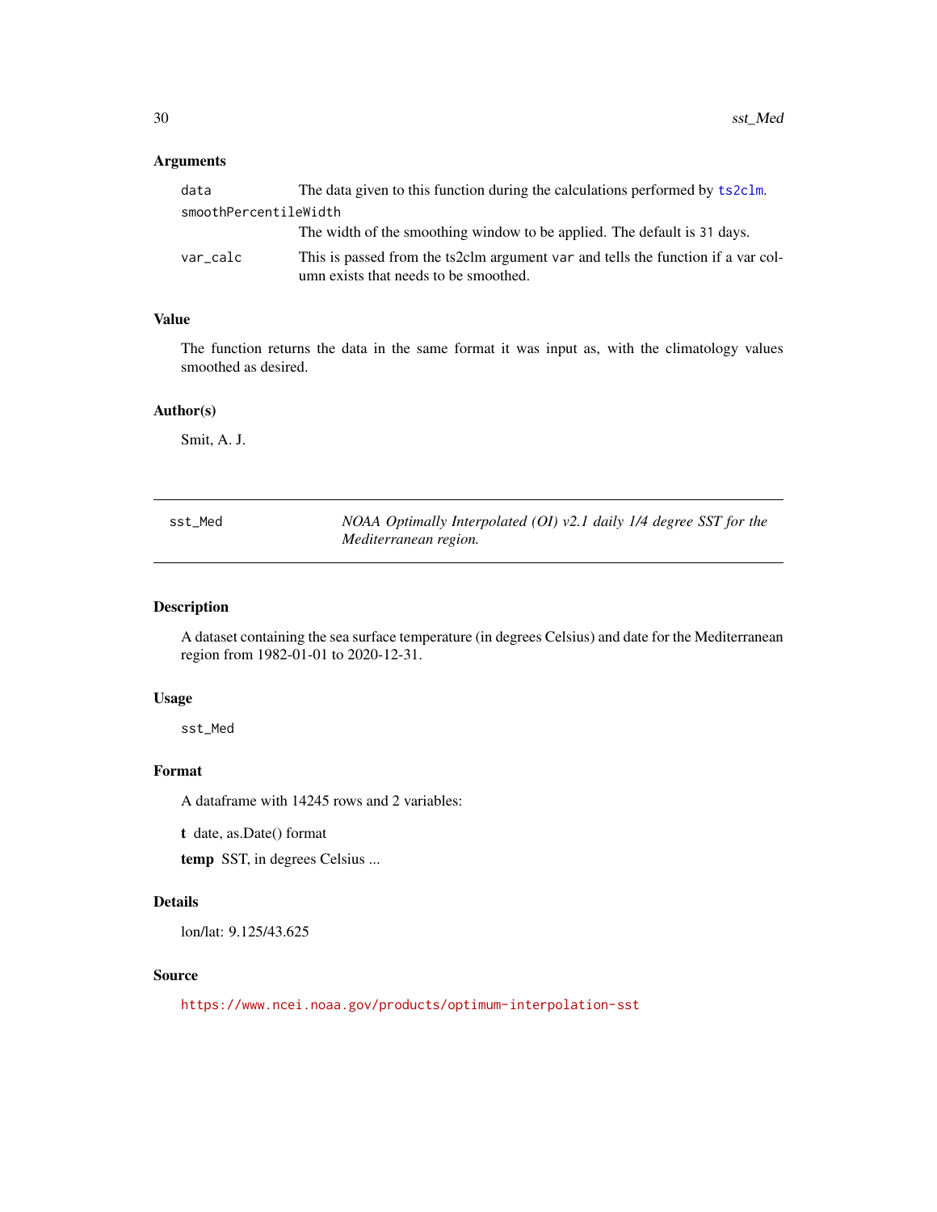### Arguments

- `data` — The data given to this function during the calculations performed by `ts2clm`.
- `smoothPercentileWidth` — The width of the smoothing window to be applied. The default is `31` days.
- `var_calc` — This is passed from the ts2clm argument `var` and tells the function if a var column exists that needs to be smoothed.

### Value

The function returns the data in the same format it was input as, with the climatology values smoothed as desired.

### Author(s)

Smit, A. J.

---

## sst_Med — *NOAA Optimally Interpolated (OI) v2.1 daily 1/4 degree SST for the Mediterranean region.*

---

### Description

A dataset containing the sea surface temperature (in degrees Celsius) and date for the Mediterranean region from 1982-01-01 to 2020-12-31.

### Usage

```
sst_Med
```

### Format

A dataframe with 14245 rows and 2 variables:

**t** date, as.Date() format

**temp** SST, in degrees Celsius ...

### Details

lon/lat: 9.125/43.625

### Source

https://www.ncei.noaa.gov/products/optimum-interpolation-sst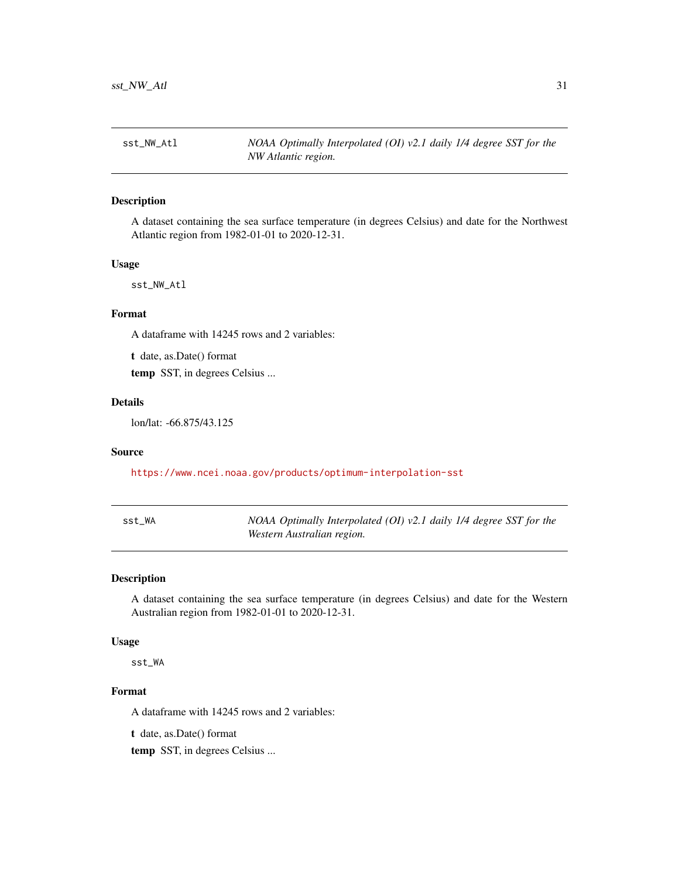## sst_NW_Atl — *NOAA Optimally Interpolated (OI) v2.1 daily 1/4 degree SST for the NW Atlantic region.*

### Description

A dataset containing the sea surface temperature (in degrees Celsius) and date for the Northwest Atlantic region from 1982-01-01 to 2020-12-31.

### Usage

```
sst_NW_Atl
```

### Format

A dataframe with 14245 rows and 2 variables:

**t** date, as.Date() format

**temp** SST, in degrees Celsius ...

### Details

lon/lat: -66.875/43.125

### Source

https://www.ncei.noaa.gov/products/optimum-interpolation-sst

## sst_WA — *NOAA Optimally Interpolated (OI) v2.1 daily 1/4 degree SST for the Western Australian region.*

### Description

A dataset containing the sea surface temperature (in degrees Celsius) and date for the Western Australian region from 1982-01-01 to 2020-12-31.

### Usage

```
sst_WA
```

### Format

A dataframe with 14245 rows and 2 variables:

**t** date, as.Date() format

**temp** SST, in degrees Celsius ...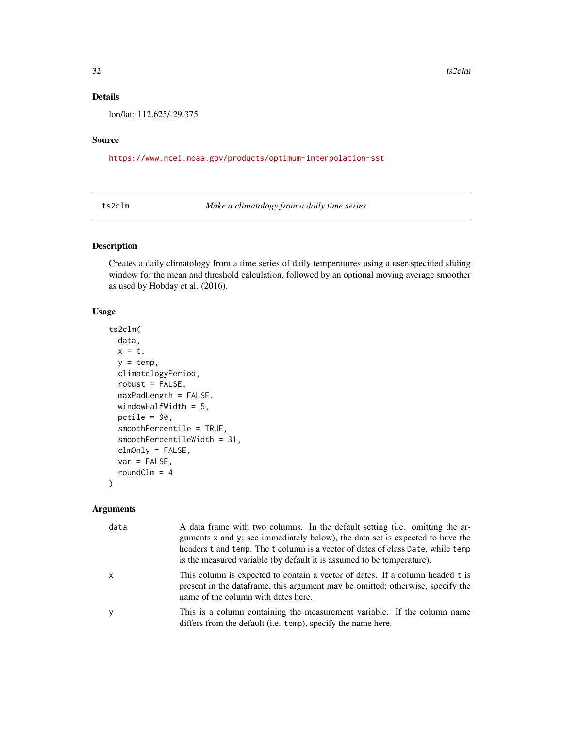## Details

lon/lat: 112.625/-29.375

## Source

https://www.ncei.noaa.gov/products/optimum-interpolation-sst

---

# ts2clm — *Make a climatology from a daily time series.*

## Description

Creates a daily climatology from a time series of daily temperatures using a user-specified sliding window for the mean and threshold calculation, followed by an optional moving average smoother as used by Hobday et al. (2016).

## Usage

```
ts2clm(
  data,
  x = t,
  y = temp,
  climatologyPeriod,
  robust = FALSE,
  maxPadLength = FALSE,
  windowHalfWidth = 5,
  pctile = 90,
  smoothPercentile = TRUE,
  smoothPercentileWidth = 31,
  clmOnly = FALSE,
  var = FALSE,
  roundClm = 4
)
```

## Arguments

| | |
|---|---|
| `data` | A data frame with two columns. In the default setting (i.e. omitting the arguments `x` and `y`; see immediately below), the data set is expected to have the headers `t` and `temp`. The `t` column is a vector of dates of class `Date`, while `temp` is the measured variable (by default it is assumed to be temperature). |
| `x` | This column is expected to contain a vector of dates. If a column headed `t` is present in the dataframe, this argument may be omitted; otherwise, specify the name of the column with dates here. |
| `y` | This is a column containing the measurement variable. If the column name differs from the default (i.e. `temp`), specify the name here. |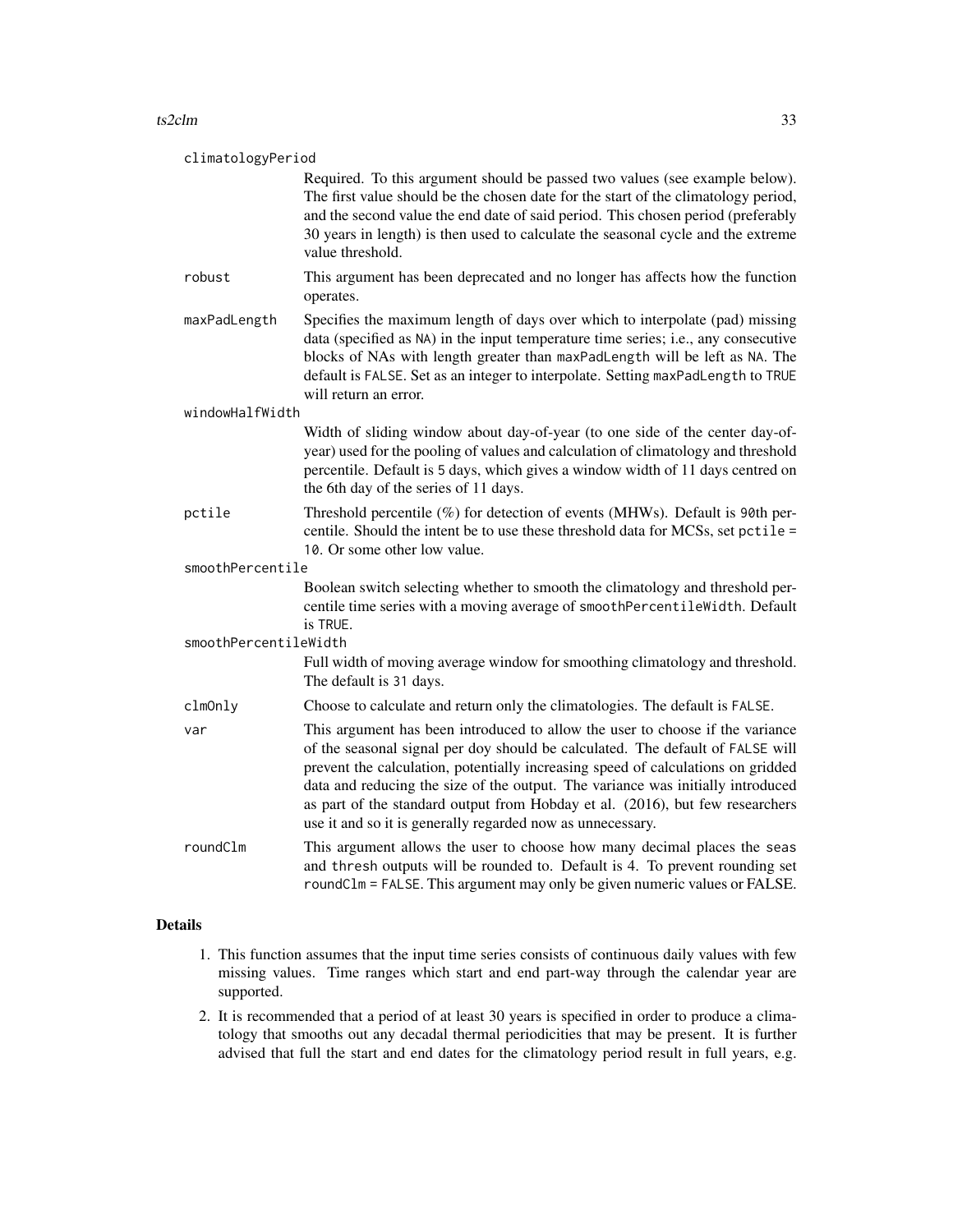**climatologyPeriod**
: Required. To this argument should be passed two values (see example below). The first value should be the chosen date for the start of the climatology period, and the second value the end date of said period. This chosen period (preferably 30 years in length) is then used to calculate the seasonal cycle and the extreme value threshold.

**robust**
: This argument has been deprecated and no longer has affects how the function operates.

**maxPadLength**
: Specifies the maximum length of days over which to interpolate (pad) missing data (specified as `NA`) in the input temperature time series; i.e., any consecutive blocks of NAs with length greater than `maxPadLength` will be left as `NA`. The default is `FALSE`. Set as an integer to interpolate. Setting `maxPadLength` to `TRUE` will return an error.

**windowHalfWidth**
: Width of sliding window about day-of-year (to one side of the center day-of-year) used for the pooling of values and calculation of climatology and threshold percentile. Default is `5` days, which gives a window width of 11 days centred on the 6th day of the series of 11 days.

**pctile**
: Threshold percentile (%) for detection of events (MHWs). Default is `90`th percentile. Should the intent be to use these threshold data for MCSs, set `pctile = 10`. Or some other low value.

**smoothPercentile**
: Boolean switch selecting whether to smooth the climatology and threshold percentile time series with a moving average of `smoothPercentileWidth`. Default is `TRUE`.

**smoothPercentileWidth**
: Full width of moving average window for smoothing climatology and threshold. The default is `31` days.

**clmOnly**
: Choose to calculate and return only the climatologies. The default is `FALSE`.

**var**
: This argument has been introduced to allow the user to choose if the variance of the seasonal signal per doy should be calculated. The default of `FALSE` will prevent the calculation, potentially increasing speed of calculations on gridded data and reducing the size of the output. The variance was initially introduced as part of the standard output from Hobday et al. (2016), but few researchers use it and so it is generally regarded now as unnecessary.

**roundClm**
: This argument allows the user to choose how many decimal places the `seas` and `thresh` outputs will be rounded to. Default is 4. To prevent rounding set `roundClm = FALSE`. This argument may only be given numeric values or FALSE.

## Details

1. This function assumes that the input time series consists of continuous daily values with few missing values. Time ranges which start and end part-way through the calendar year are supported.
2. It is recommended that a period of at least 30 years is specified in order to produce a climatology that smooths out any decadal thermal periodicities that may be present. It is further advised that full the start and end dates for the climatology period result in full years, e.g.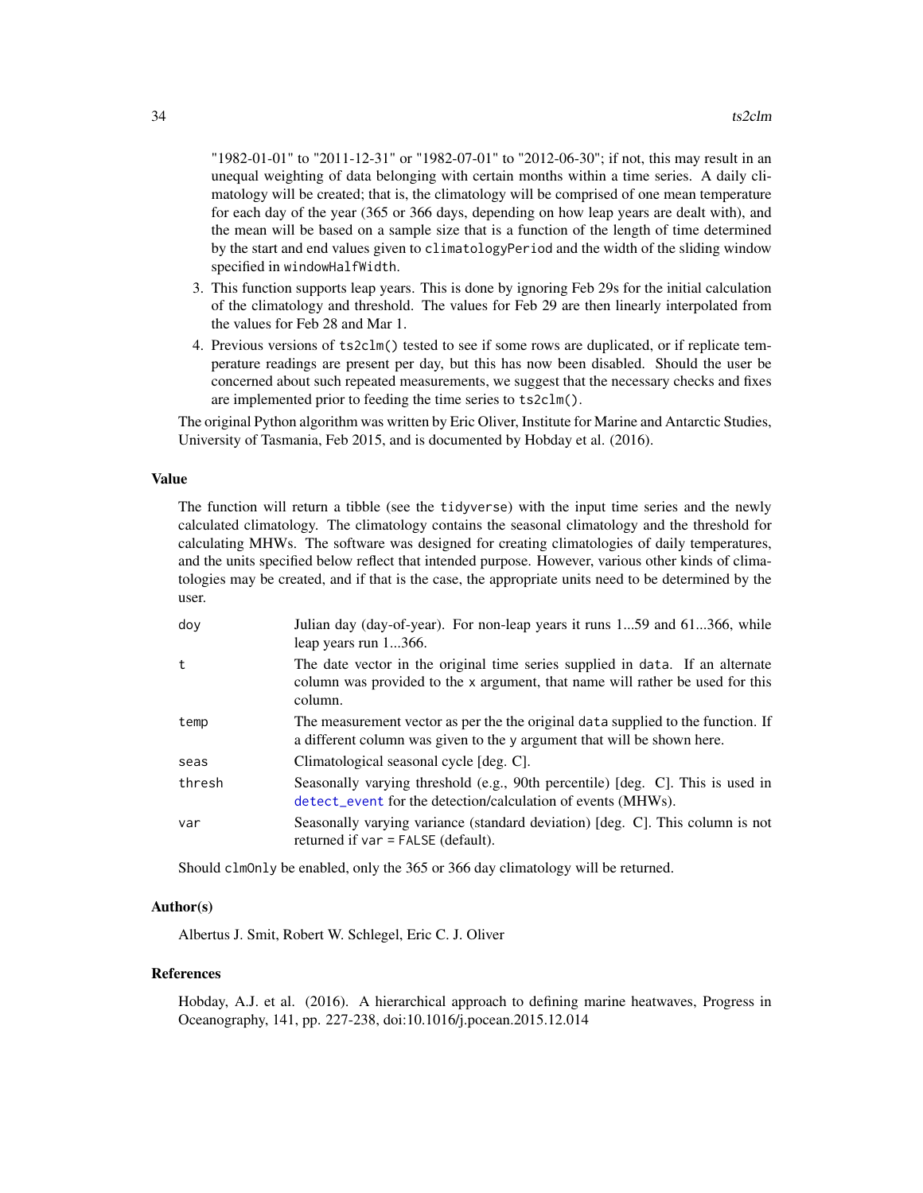"1982-01-01" to "2011-12-31" or "1982-07-01" to "2012-06-30"; if not, this may result in an unequal weighting of data belonging with certain months within a time series. A daily climatology will be created; that is, the climatology will be comprised of one mean temperature for each day of the year (365 or 366 days, depending on how leap years are dealt with), and the mean will be based on a sample size that is a function of the length of time determined by the start and end values given to `climatologyPeriod` and the width of the sliding window specified in `windowHalfWidth`.

3. This function supports leap years. This is done by ignoring Feb 29s for the initial calculation of the climatology and threshold. The values for Feb 29 are then linearly interpolated from the values for Feb 28 and Mar 1.
4. Previous versions of `ts2clm()` tested to see if some rows are duplicated, or if replicate temperature readings are present per day, but this has now been disabled. Should the user be concerned about such repeated measurements, we suggest that the necessary checks and fixes are implemented prior to feeding the time series to `ts2clm()`.

The original Python algorithm was written by Eric Oliver, Institute for Marine and Antarctic Studies, University of Tasmania, Feb 2015, and is documented by Hobday et al. (2016).

## Value

The function will return a tibble (see the `tidyverse`) with the input time series and the newly calculated climatology. The climatology contains the seasonal climatology and the threshold for calculating MHWs. The software was designed for creating climatologies of daily temperatures, and the units specified below reflect that intended purpose. However, various other kinds of climatologies may be created, and if that is the case, the appropriate units need to be determined by the user.

| | |
|---|---|
| `doy` | Julian day (day-of-year). For non-leap years it runs 1...59 and 61...366, while leap years run 1...366. |
| `t` | The date vector in the original time series supplied in `data`. If an alternate column was provided to the `x` argument, that name will rather be used for this column. |
| `temp` | The measurement vector as per the the original `data` supplied to the function. If a different column was given to the `y` argument that will be shown here. |
| `seas` | Climatological seasonal cycle [deg. C]. |
| `thresh` | Seasonally varying threshold (e.g., 90th percentile) [deg. C]. This is used in `detect_event` for the detection/calculation of events (MHWs). |
| `var` | Seasonally varying variance (standard deviation) [deg. C]. This column is not returned if `var = FALSE` (default). |

Should `clmOnly` be enabled, only the 365 or 366 day climatology will be returned.

## Author(s)

Albertus J. Smit, Robert W. Schlegel, Eric C. J. Oliver

## References

Hobday, A.J. et al. (2016). A hierarchical approach to defining marine heatwaves, Progress in Oceanography, 141, pp. 227-238, doi:10.1016/j.pocean.2015.12.014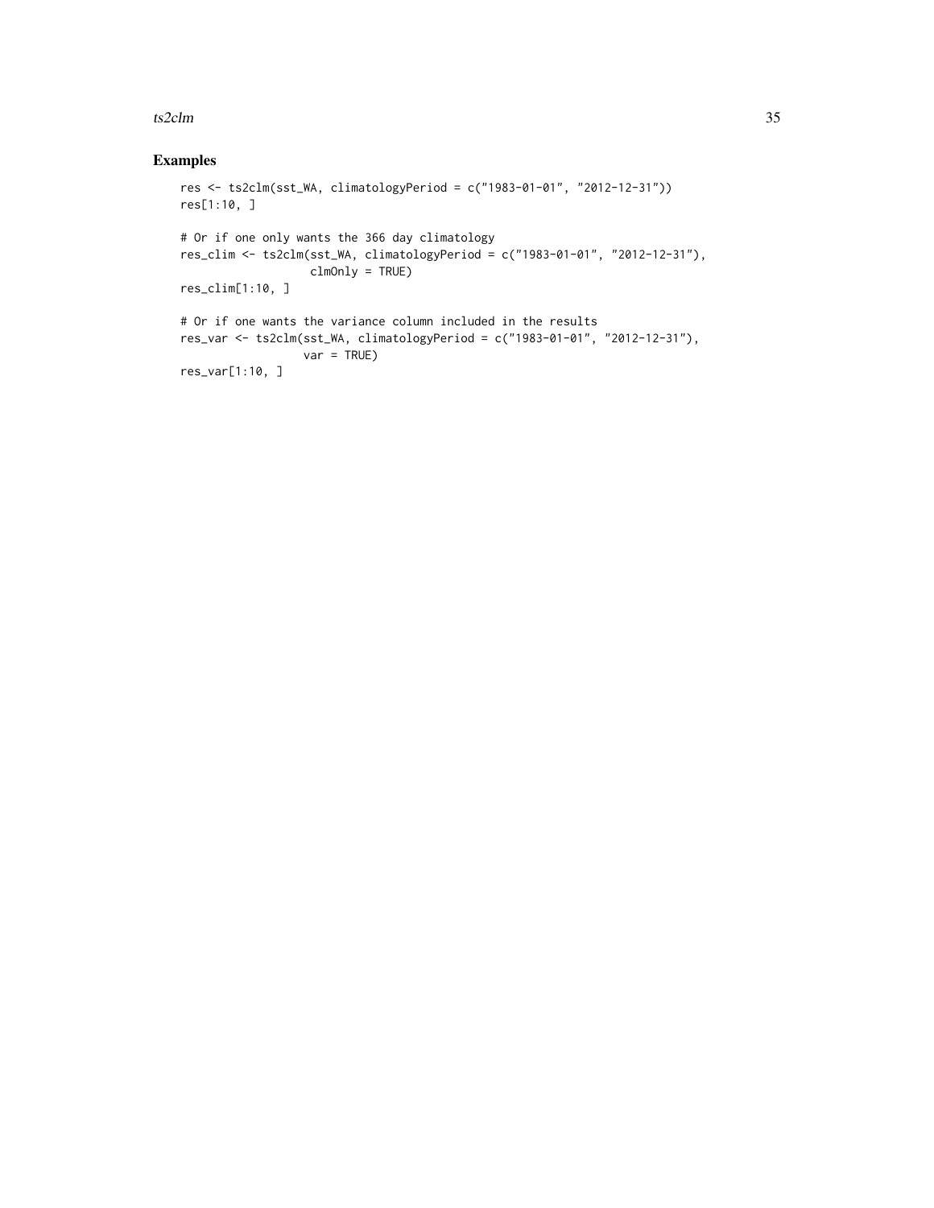## Examples

```
res <- ts2clm(sst_WA, climatologyPeriod = c("1983-01-01", "2012-12-31"))
res[1:10, ]

# Or if one only wants the 366 day climatology
res_clim <- ts2clm(sst_WA, climatologyPeriod = c("1983-01-01", "2012-12-31"),
                   clmOnly = TRUE)
res_clim[1:10, ]

# Or if one wants the variance column included in the results
res_var <- ts2clm(sst_WA, climatologyPeriod = c("1983-01-01", "2012-12-31"),
                  var = TRUE)
res_var[1:10, ]
```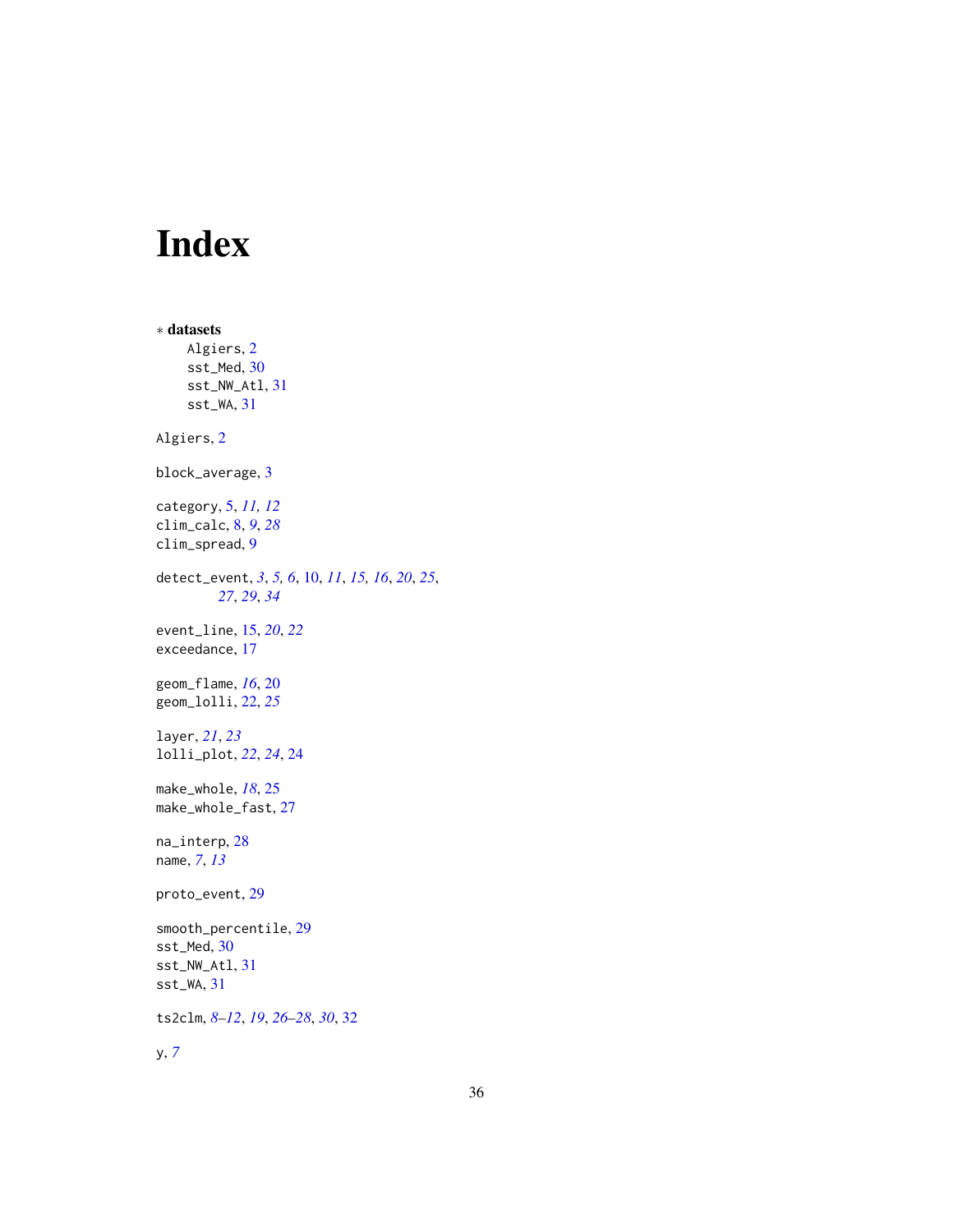# Index

∗ **datasets**
  Algiers, 2
  sst_Med, 30
  sst_NW_Atl, 31
  sst_WA, 31

Algiers, 2

block_average, 3

category, 5, *11, 12*
clim_calc, 8, *9*, *28*
clim_spread, 9

detect_event, *3*, *5, 6*, 10, *11*, *15, 16*, *20*, *25*, *27*, *29*, *34*

event_line, 15, *20*, *22*
exceedance, 17

geom_flame, *16*, 20
geom_lolli, 22, *25*

layer, *21*, *23*
lolli_plot, *22*, *24*, 24

make_whole, *18*, 25
make_whole_fast, 27

na_interp, 28
name, *7*, *13*

proto_event, 29

smooth_percentile, 29
sst_Med, 30
sst_NW_Atl, 31
sst_WA, 31

ts2clm, *8–12*, *19*, *26–28*, *30*, 32

y, *7*